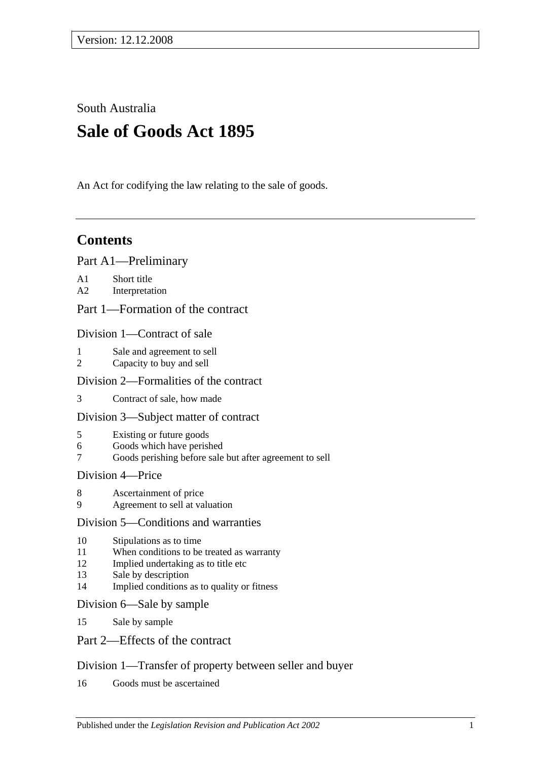Version: 12.12.2008

South Australia

# Sale of Goods Act 1895

An Act for codifying the law relating to the sale of goods.

---

## Contents

### Part A1—Preliminary

A1 Short title
A2 Interpretation

### Part 1—Formation of the contract

#### Division 1—Contract of sale

1 Sale and agreement to sell
2 Capacity to buy and sell

#### Division 2—Formalities of the contract

3 Contract of sale, how made

#### Division 3—Subject matter of contract

5 Existing or future goods
6 Goods which have perished
7 Goods perishing before sale but after agreement to sell

#### Division 4—Price

8 Ascertainment of price
9 Agreement to sell at valuation

#### Division 5—Conditions and warranties

10 Stipulations as to time
11 When conditions to be treated as warranty
12 Implied undertaking as to title etc
13 Sale by description
14 Implied conditions as to quality or fitness

#### Division 6—Sale by sample

15 Sale by sample

### Part 2—Effects of the contract

#### Division 1—Transfer of property between seller and buyer

16 Goods must be ascertained

Published under the *Legislation Revision and Publication Act 2002*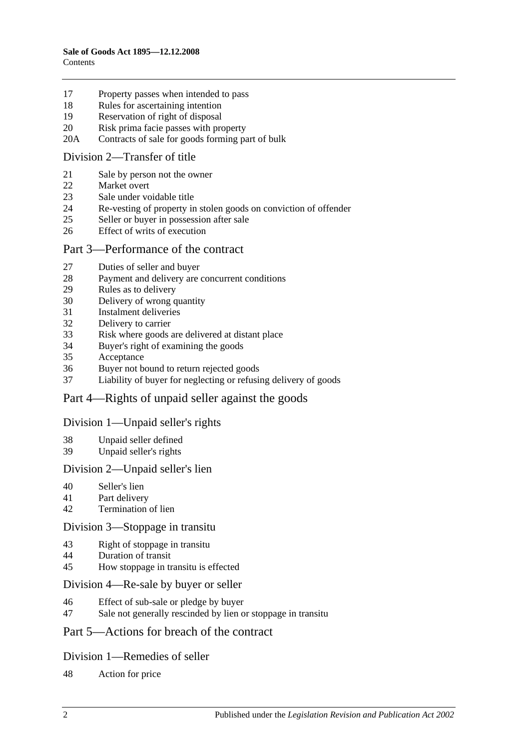17 Property passes when intended to pass
18 Rules for ascertaining intention
19 Reservation of right of disposal
20 Risk prima facie passes with property
20A Contracts of sale for goods forming part of bulk

## Division 2—Transfer of title

21 Sale by person not the owner
22 Market overt
23 Sale under voidable title
24 Re-vesting of property in stolen goods on conviction of offender
25 Seller or buyer in possession after sale
26 Effect of writs of execution

## Part 3—Performance of the contract

27 Duties of seller and buyer
28 Payment and delivery are concurrent conditions
29 Rules as to delivery
30 Delivery of wrong quantity
31 Instalment deliveries
32 Delivery to carrier
33 Risk where goods are delivered at distant place
34 Buyer's right of examining the goods
35 Acceptance
36 Buyer not bound to return rejected goods
37 Liability of buyer for neglecting or refusing delivery of goods

## Part 4—Rights of unpaid seller against the goods

## Division 1—Unpaid seller's rights

38 Unpaid seller defined
39 Unpaid seller's rights

## Division 2—Unpaid seller's lien

40 Seller's lien
41 Part delivery
42 Termination of lien

## Division 3—Stoppage in transitu

43 Right of stoppage in transitu
44 Duration of transit
45 How stoppage in transitu is effected

## Division 4—Re-sale by buyer or seller

46 Effect of sub-sale or pledge by buyer
47 Sale not generally rescinded by lien or stoppage in transitu

## Part 5—Actions for breach of the contract

## Division 1—Remedies of seller

48 Action for price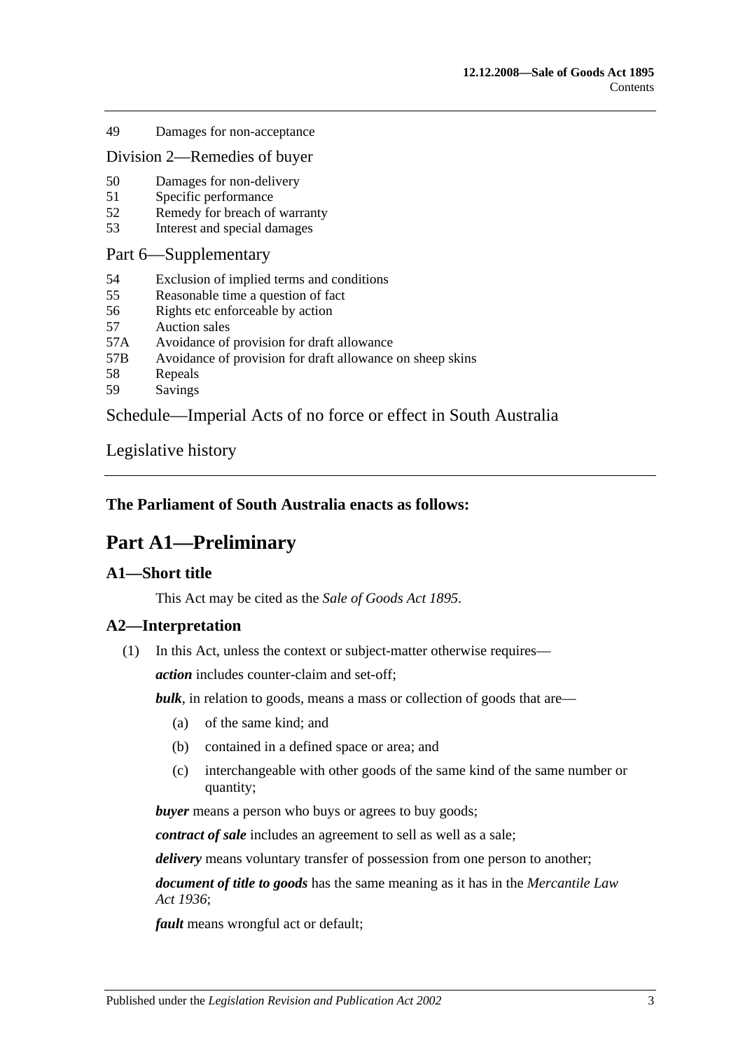49 Damages for non-acceptance

Division 2—Remedies of buyer

50 Damages for non-delivery
51 Specific performance
52 Remedy for breach of warranty
53 Interest and special damages

Part 6—Supplementary

54 Exclusion of implied terms and conditions
55 Reasonable time a question of fact
56 Rights etc enforceable by action
57 Auction sales
57A Avoidance of provision for draft allowance
57B Avoidance of provision for draft allowance on sheep skins
58 Repeals
59 Savings

Schedule—Imperial Acts of no force or effect in South Australia

Legislative history

---

**The Parliament of South Australia enacts as follows:**

# Part A1—Preliminary

## A1—Short title

This Act may be cited as the *Sale of Goods Act 1895*.

## A2—Interpretation

(1) In this Act, unless the context or subject-matter otherwise requires—

***action*** includes counter-claim and set-off;

***bulk***, in relation to goods, means a mass or collection of goods that are—

(a) of the same kind; and

(b) contained in a defined space or area; and

(c) interchangeable with other goods of the same kind of the same number or quantity;

***buyer*** means a person who buys or agrees to buy goods;

***contract of sale*** includes an agreement to sell as well as a sale;

***delivery*** means voluntary transfer of possession from one person to another;

***document of title to goods*** has the same meaning as it has in the *Mercantile Law Act 1936*;

***fault*** means wrongful act or default;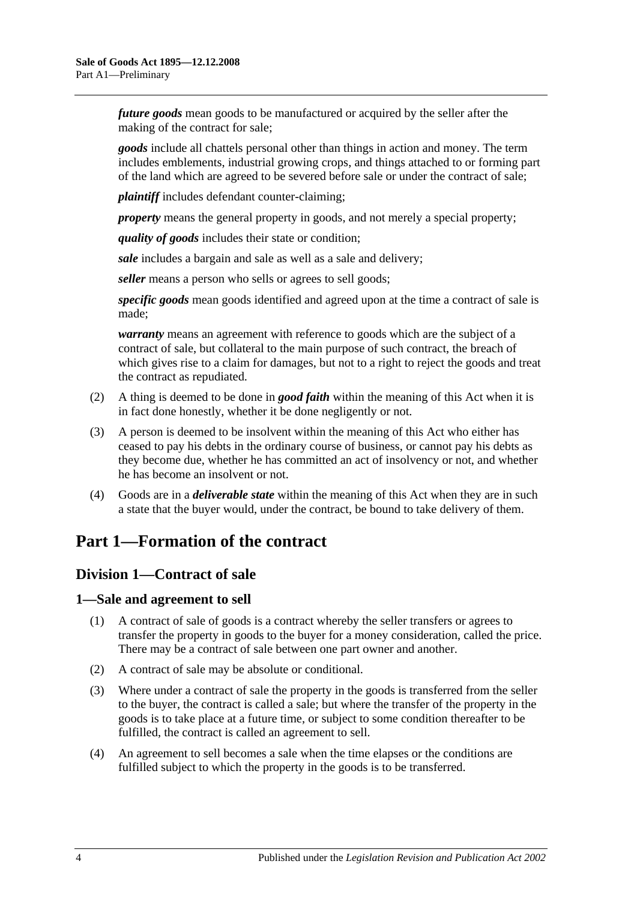***future goods*** mean goods to be manufactured or acquired by the seller after the making of the contract for sale;

***goods*** include all chattels personal other than things in action and money. The term includes emblements, industrial growing crops, and things attached to or forming part of the land which are agreed to be severed before sale or under the contract of sale;

***plaintiff*** includes defendant counter-claiming;

***property*** means the general property in goods, and not merely a special property;

***quality of goods*** includes their state or condition;

***sale*** includes a bargain and sale as well as a sale and delivery;

***seller*** means a person who sells or agrees to sell goods;

***specific goods*** mean goods identified and agreed upon at the time a contract of sale is made;

***warranty*** means an agreement with reference to goods which are the subject of a contract of sale, but collateral to the main purpose of such contract, the breach of which gives rise to a claim for damages, but not to a right to reject the goods and treat the contract as repudiated.

(2) A thing is deemed to be done in ***good faith*** within the meaning of this Act when it is in fact done honestly, whether it be done negligently or not.

(3) A person is deemed to be insolvent within the meaning of this Act who either has ceased to pay his debts in the ordinary course of business, or cannot pay his debts as they become due, whether he has committed an act of insolvency or not, and whether he has become an insolvent or not.

(4) Goods are in a ***deliverable state*** within the meaning of this Act when they are in such a state that the buyer would, under the contract, be bound to take delivery of them.

# Part 1—Formation of the contract

## Division 1—Contract of sale

### 1—Sale and agreement to sell

(1) A contract of sale of goods is a contract whereby the seller transfers or agrees to transfer the property in goods to the buyer for a money consideration, called the price. There may be a contract of sale between one part owner and another.

(2) A contract of sale may be absolute or conditional.

(3) Where under a contract of sale the property in the goods is transferred from the seller to the buyer, the contract is called a sale; but where the transfer of the property in the goods is to take place at a future time, or subject to some condition thereafter to be fulfilled, the contract is called an agreement to sell.

(4) An agreement to sell becomes a sale when the time elapses or the conditions are fulfilled subject to which the property in the goods is to be transferred.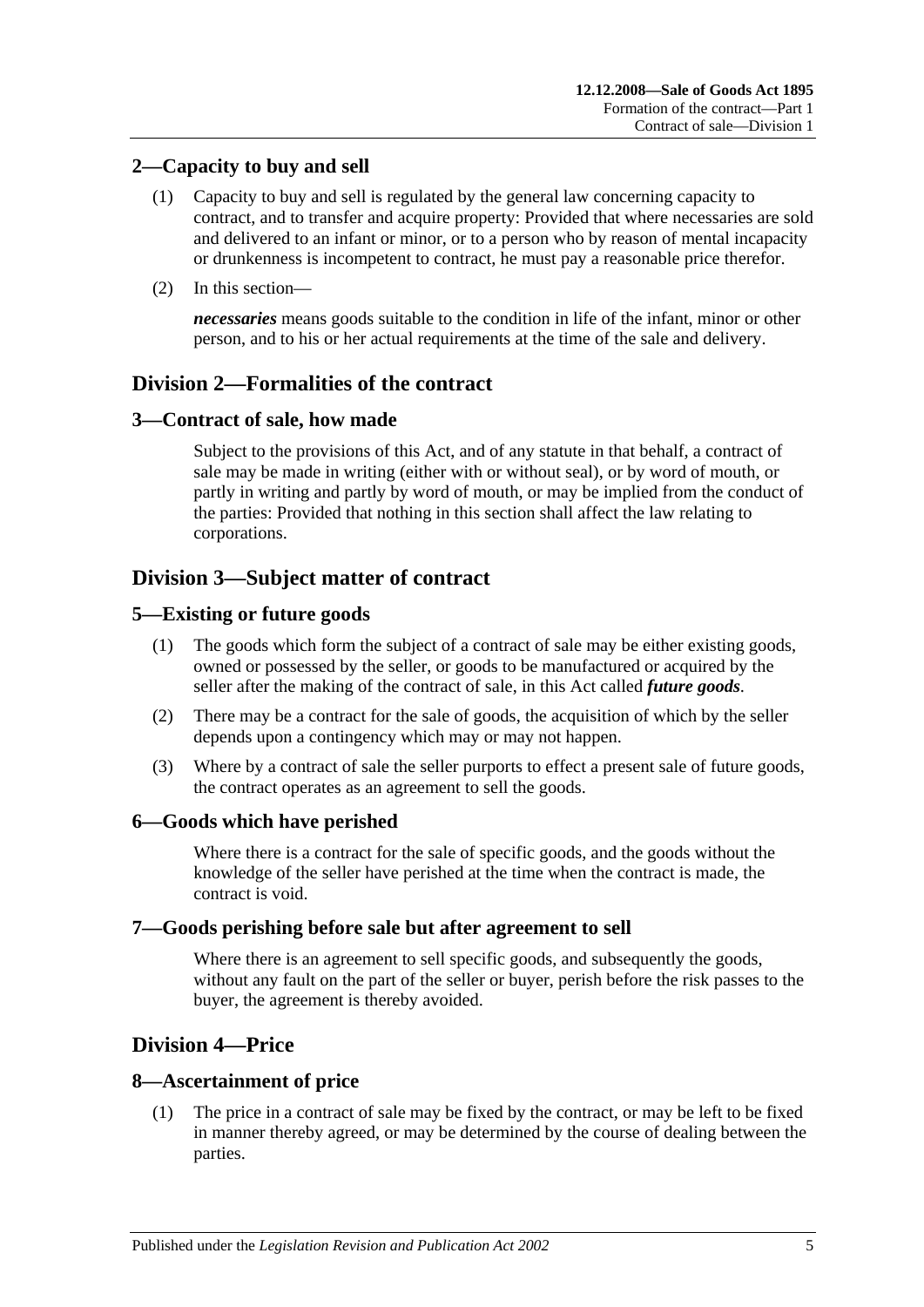## 2—Capacity to buy and sell

(1) Capacity to buy and sell is regulated by the general law concerning capacity to contract, and to transfer and acquire property: Provided that where necessaries are sold and delivered to an infant or minor, or to a person who by reason of mental incapacity or drunkenness is incompetent to contract, he must pay a reasonable price therefor.

(2) In this section—

***necessaries*** means goods suitable to the condition in life of the infant, minor or other person, and to his or her actual requirements at the time of the sale and delivery.

# Division 2—Formalities of the contract

## 3—Contract of sale, how made

Subject to the provisions of this Act, and of any statute in that behalf, a contract of sale may be made in writing (either with or without seal), or by word of mouth, or partly in writing and partly by word of mouth, or may be implied from the conduct of the parties: Provided that nothing in this section shall affect the law relating to corporations.

# Division 3—Subject matter of contract

## 5—Existing or future goods

(1) The goods which form the subject of a contract of sale may be either existing goods, owned or possessed by the seller, or goods to be manufactured or acquired by the seller after the making of the contract of sale, in this Act called ***future goods***.

(2) There may be a contract for the sale of goods, the acquisition of which by the seller depends upon a contingency which may or may not happen.

(3) Where by a contract of sale the seller purports to effect a present sale of future goods, the contract operates as an agreement to sell the goods.

## 6—Goods which have perished

Where there is a contract for the sale of specific goods, and the goods without the knowledge of the seller have perished at the time when the contract is made, the contract is void.

## 7—Goods perishing before sale but after agreement to sell

Where there is an agreement to sell specific goods, and subsequently the goods, without any fault on the part of the seller or buyer, perish before the risk passes to the buyer, the agreement is thereby avoided.

# Division 4—Price

## 8—Ascertainment of price

(1) The price in a contract of sale may be fixed by the contract, or may be left to be fixed in manner thereby agreed, or may be determined by the course of dealing between the parties.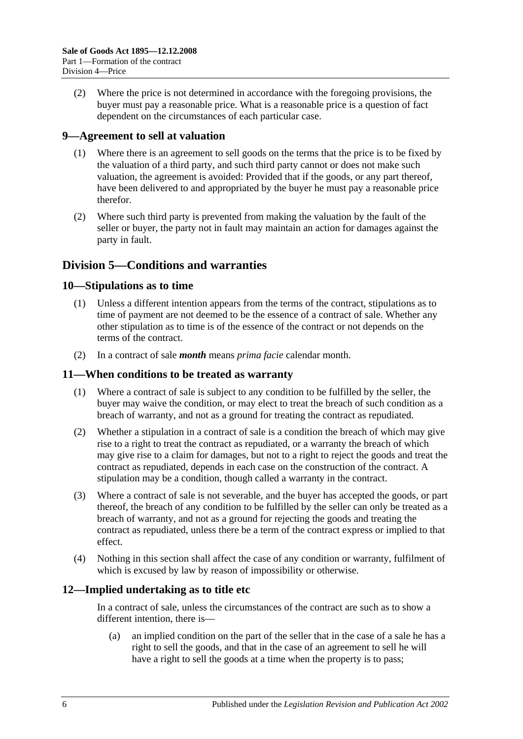(2) Where the price is not determined in accordance with the foregoing provisions, the buyer must pay a reasonable price. What is a reasonable price is a question of fact dependent on the circumstances of each particular case.

### 9—Agreement to sell at valuation

(1) Where there is an agreement to sell goods on the terms that the price is to be fixed by the valuation of a third party, and such third party cannot or does not make such valuation, the agreement is avoided: Provided that if the goods, or any part thereof, have been delivered to and appropriated by the buyer he must pay a reasonable price therefor.

(2) Where such third party is prevented from making the valuation by the fault of the seller or buyer, the party not in fault may maintain an action for damages against the party in fault.

## Division 5—Conditions and warranties

### 10—Stipulations as to time

(1) Unless a different intention appears from the terms of the contract, stipulations as to time of payment are not deemed to be the essence of a contract of sale. Whether any other stipulation as to time is of the essence of the contract or not depends on the terms of the contract.

(2) In a contract of sale ***month*** means *prima facie* calendar month.

### 11—When conditions to be treated as warranty

(1) Where a contract of sale is subject to any condition to be fulfilled by the seller, the buyer may waive the condition, or may elect to treat the breach of such condition as a breach of warranty, and not as a ground for treating the contract as repudiated.

(2) Whether a stipulation in a contract of sale is a condition the breach of which may give rise to a right to treat the contract as repudiated, or a warranty the breach of which may give rise to a claim for damages, but not to a right to reject the goods and treat the contract as repudiated, depends in each case on the construction of the contract. A stipulation may be a condition, though called a warranty in the contract.

(3) Where a contract of sale is not severable, and the buyer has accepted the goods, or part thereof, the breach of any condition to be fulfilled by the seller can only be treated as a breach of warranty, and not as a ground for rejecting the goods and treating the contract as repudiated, unless there be a term of the contract express or implied to that effect.

(4) Nothing in this section shall affect the case of any condition or warranty, fulfilment of which is excused by law by reason of impossibility or otherwise.

### 12—Implied undertaking as to title etc

In a contract of sale, unless the circumstances of the contract are such as to show a different intention, there is—

(a) an implied condition on the part of the seller that in the case of a sale he has a right to sell the goods, and that in the case of an agreement to sell he will have a right to sell the goods at a time when the property is to pass;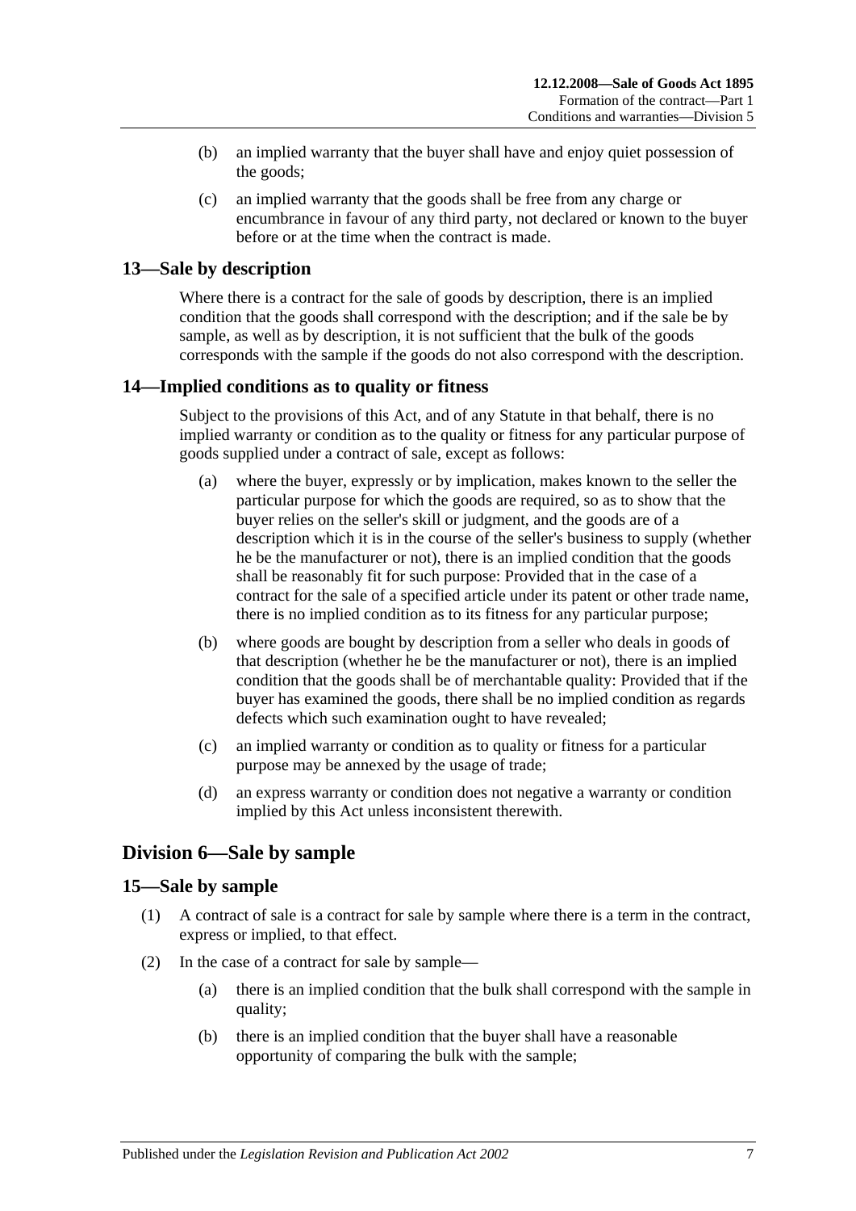(b) an implied warranty that the buyer shall have and enjoy quiet possession of the goods;

(c) an implied warranty that the goods shall be free from any charge or encumbrance in favour of any third party, not declared or known to the buyer before or at the time when the contract is made.

### 13—Sale by description

Where there is a contract for the sale of goods by description, there is an implied condition that the goods shall correspond with the description; and if the sale be by sample, as well as by description, it is not sufficient that the bulk of the goods corresponds with the sample if the goods do not also correspond with the description.

### 14—Implied conditions as to quality or fitness

Subject to the provisions of this Act, and of any Statute in that behalf, there is no implied warranty or condition as to the quality or fitness for any particular purpose of goods supplied under a contract of sale, except as follows:

(a) where the buyer, expressly or by implication, makes known to the seller the particular purpose for which the goods are required, so as to show that the buyer relies on the seller's skill or judgment, and the goods are of a description which it is in the course of the seller's business to supply (whether he be the manufacturer or not), there is an implied condition that the goods shall be reasonably fit for such purpose: Provided that in the case of a contract for the sale of a specified article under its patent or other trade name, there is no implied condition as to its fitness for any particular purpose;

(b) where goods are bought by description from a seller who deals in goods of that description (whether he be the manufacturer or not), there is an implied condition that the goods shall be of merchantable quality: Provided that if the buyer has examined the goods, there shall be no implied condition as regards defects which such examination ought to have revealed;

(c) an implied warranty or condition as to quality or fitness for a particular purpose may be annexed by the usage of trade;

(d) an express warranty or condition does not negative a warranty or condition implied by this Act unless inconsistent therewith.

## Division 6—Sale by sample

### 15—Sale by sample

(1) A contract of sale is a contract for sale by sample where there is a term in the contract, express or implied, to that effect.

(2) In the case of a contract for sale by sample—

(a) there is an implied condition that the bulk shall correspond with the sample in quality;

(b) there is an implied condition that the buyer shall have a reasonable opportunity of comparing the bulk with the sample;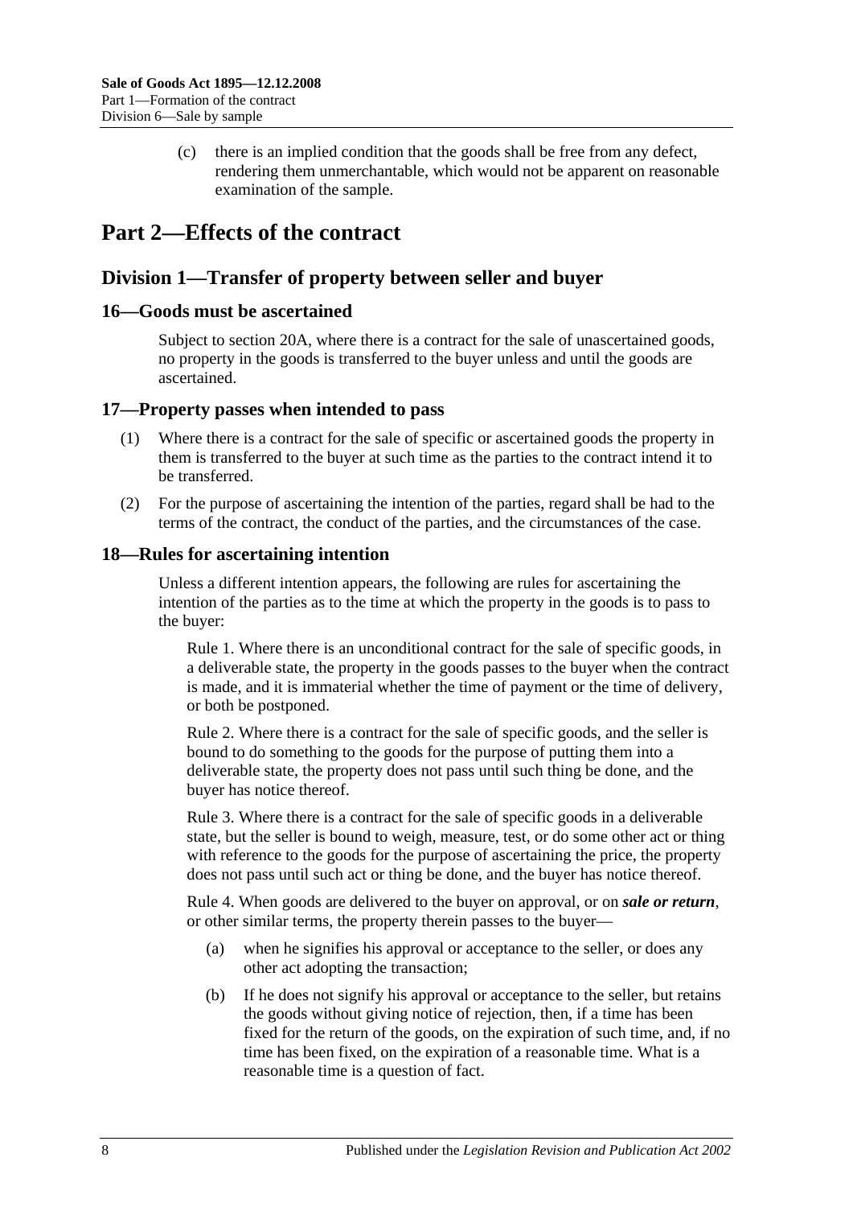(c) there is an implied condition that the goods shall be free from any defect, rendering them unmerchantable, which would not be apparent on reasonable examination of the sample.

# Part 2—Effects of the contract

## Division 1—Transfer of property between seller and buyer

### 16—Goods must be ascertained

Subject to section 20A, where there is a contract for the sale of unascertained goods, no property in the goods is transferred to the buyer unless and until the goods are ascertained.

### 17—Property passes when intended to pass

(1) Where there is a contract for the sale of specific or ascertained goods the property in them is transferred to the buyer at such time as the parties to the contract intend it to be transferred.

(2) For the purpose of ascertaining the intention of the parties, regard shall be had to the terms of the contract, the conduct of the parties, and the circumstances of the case.

### 18—Rules for ascertaining intention

Unless a different intention appears, the following are rules for ascertaining the intention of the parties as to the time at which the property in the goods is to pass to the buyer:

Rule 1. Where there is an unconditional contract for the sale of specific goods, in a deliverable state, the property in the goods passes to the buyer when the contract is made, and it is immaterial whether the time of payment or the time of delivery, or both be postponed.

Rule 2. Where there is a contract for the sale of specific goods, and the seller is bound to do something to the goods for the purpose of putting them into a deliverable state, the property does not pass until such thing be done, and the buyer has notice thereof.

Rule 3. Where there is a contract for the sale of specific goods in a deliverable state, but the seller is bound to weigh, measure, test, or do some other act or thing with reference to the goods for the purpose of ascertaining the price, the property does not pass until such act or thing be done, and the buyer has notice thereof.

Rule 4. When goods are delivered to the buyer on approval, or on ***sale or return***, or other similar terms, the property therein passes to the buyer—

(a) when he signifies his approval or acceptance to the seller, or does any other act adopting the transaction;

(b) If he does not signify his approval or acceptance to the seller, but retains the goods without giving notice of rejection, then, if a time has been fixed for the return of the goods, on the expiration of such time, and, if no time has been fixed, on the expiration of a reasonable time. What is a reasonable time is a question of fact.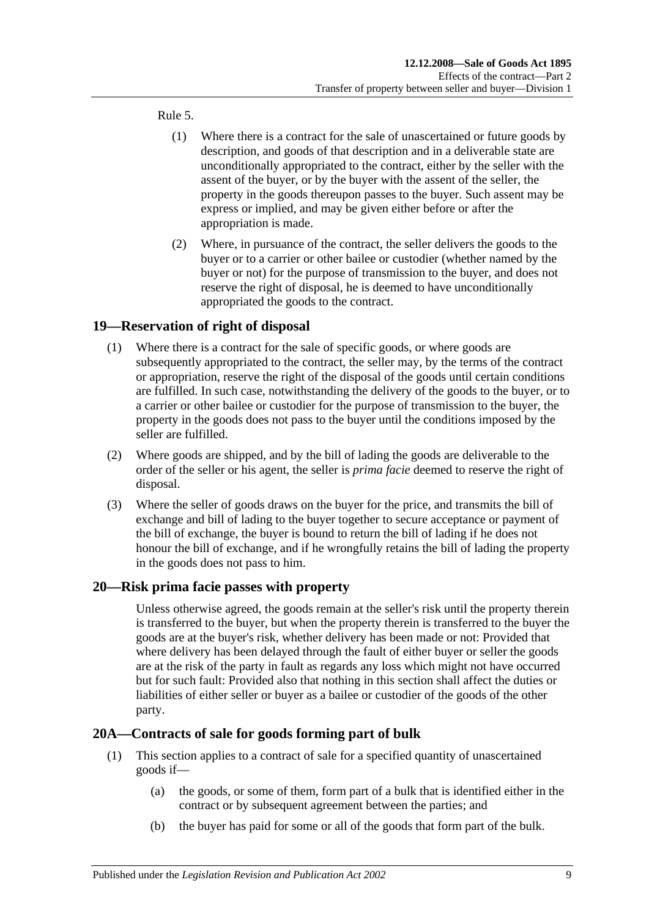Rule 5.

(1) Where there is a contract for the sale of unascertained or future goods by description, and goods of that description and in a deliverable state are unconditionally appropriated to the contract, either by the seller with the assent of the buyer, or by the buyer with the assent of the seller, the property in the goods thereupon passes to the buyer. Such assent may be express or implied, and may be given either before or after the appropriation is made.

(2) Where, in pursuance of the contract, the seller delivers the goods to the buyer or to a carrier or other bailee or custodier (whether named by the buyer or not) for the purpose of transmission to the buyer, and does not reserve the right of disposal, he is deemed to have unconditionally appropriated the goods to the contract.

## 19—Reservation of right of disposal

(1) Where there is a contract for the sale of specific goods, or where goods are subsequently appropriated to the contract, the seller may, by the terms of the contract or appropriation, reserve the right of the disposal of the goods until certain conditions are fulfilled. In such case, notwithstanding the delivery of the goods to the buyer, or to a carrier or other bailee or custodier for the purpose of transmission to the buyer, the property in the goods does not pass to the buyer until the conditions imposed by the seller are fulfilled.

(2) Where goods are shipped, and by the bill of lading the goods are deliverable to the order of the seller or his agent, the seller is *prima facie* deemed to reserve the right of disposal.

(3) Where the seller of goods draws on the buyer for the price, and transmits the bill of exchange and bill of lading to the buyer together to secure acceptance or payment of the bill of exchange, the buyer is bound to return the bill of lading if he does not honour the bill of exchange, and if he wrongfully retains the bill of lading the property in the goods does not pass to him.

## 20—Risk prima facie passes with property

Unless otherwise agreed, the goods remain at the seller's risk until the property therein is transferred to the buyer, but when the property therein is transferred to the buyer the goods are at the buyer's risk, whether delivery has been made or not: Provided that where delivery has been delayed through the fault of either buyer or seller the goods are at the risk of the party in fault as regards any loss which might not have occurred but for such fault: Provided also that nothing in this section shall affect the duties or liabilities of either seller or buyer as a bailee or custodier of the goods of the other party.

## 20A—Contracts of sale for goods forming part of bulk

(1) This section applies to a contract of sale for a specified quantity of unascertained goods if—

(a) the goods, or some of them, form part of a bulk that is identified either in the contract or by subsequent agreement between the parties; and

(b) the buyer has paid for some or all of the goods that form part of the bulk.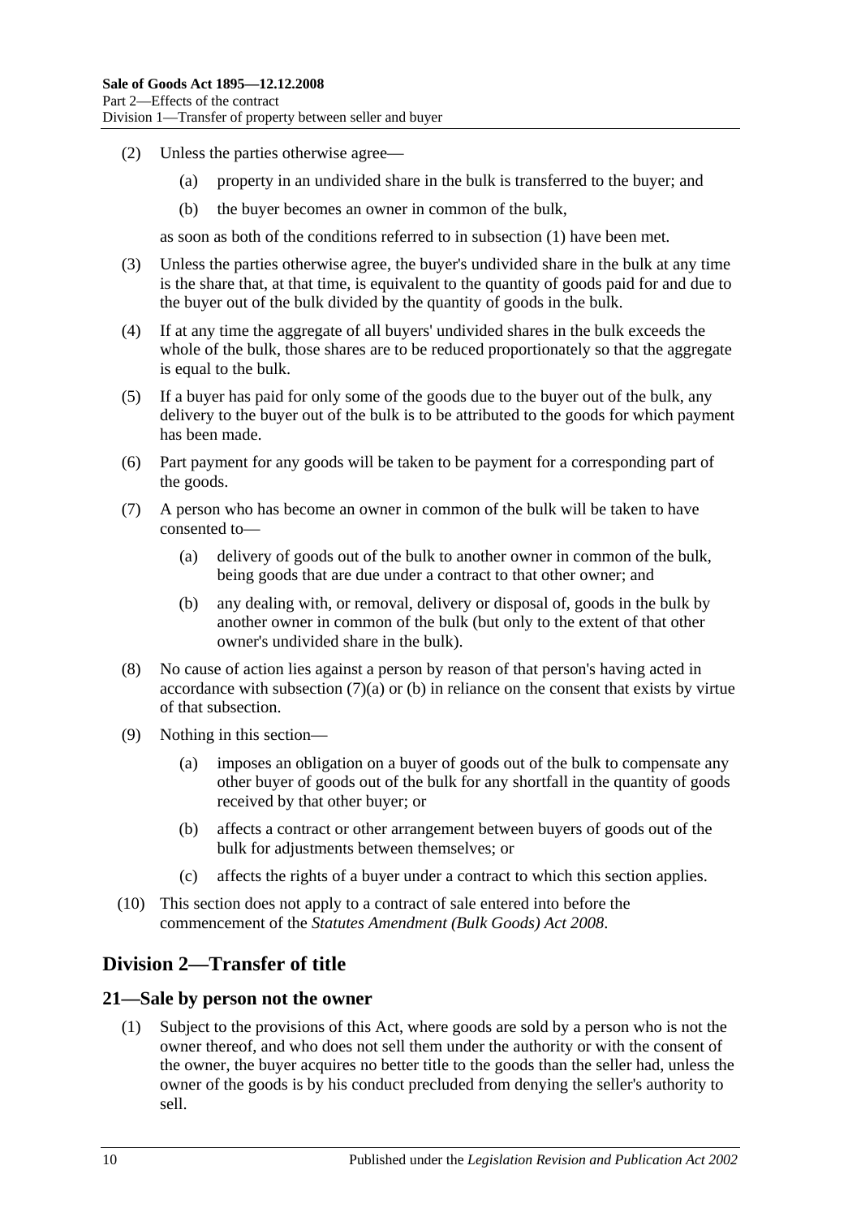(2) Unless the parties otherwise agree—

   (a) property in an undivided share in the bulk is transferred to the buyer; and

   (b) the buyer becomes an owner in common of the bulk,

as soon as both of the conditions referred to in subsection (1) have been met.

(3) Unless the parties otherwise agree, the buyer's undivided share in the bulk at any time is the share that, at that time, is equivalent to the quantity of goods paid for and due to the buyer out of the bulk divided by the quantity of goods in the bulk.

(4) If at any time the aggregate of all buyers' undivided shares in the bulk exceeds the whole of the bulk, those shares are to be reduced proportionately so that the aggregate is equal to the bulk.

(5) If a buyer has paid for only some of the goods due to the buyer out of the bulk, any delivery to the buyer out of the bulk is to be attributed to the goods for which payment has been made.

(6) Part payment for any goods will be taken to be payment for a corresponding part of the goods.

(7) A person who has become an owner in common of the bulk will be taken to have consented to—

   (a) delivery of goods out of the bulk to another owner in common of the bulk, being goods that are due under a contract to that other owner; and

   (b) any dealing with, or removal, delivery or disposal of, goods in the bulk by another owner in common of the bulk (but only to the extent of that other owner's undivided share in the bulk).

(8) No cause of action lies against a person by reason of that person's having acted in accordance with subsection (7)(a) or (b) in reliance on the consent that exists by virtue of that subsection.

(9) Nothing in this section—

   (a) imposes an obligation on a buyer of goods out of the bulk to compensate any other buyer of goods out of the bulk for any shortfall in the quantity of goods received by that other buyer; or

   (b) affects a contract or other arrangement between buyers of goods out of the bulk for adjustments between themselves; or

   (c) affects the rights of a buyer under a contract to which this section applies.

(10) This section does not apply to a contract of sale entered into before the commencement of the *Statutes Amendment (Bulk Goods) Act 2008*.

## Division 2—Transfer of title

### 21—Sale by person not the owner

(1) Subject to the provisions of this Act, where goods are sold by a person who is not the owner thereof, and who does not sell them under the authority or with the consent of the owner, the buyer acquires no better title to the goods than the seller had, unless the owner of the goods is by his conduct precluded from denying the seller's authority to sell.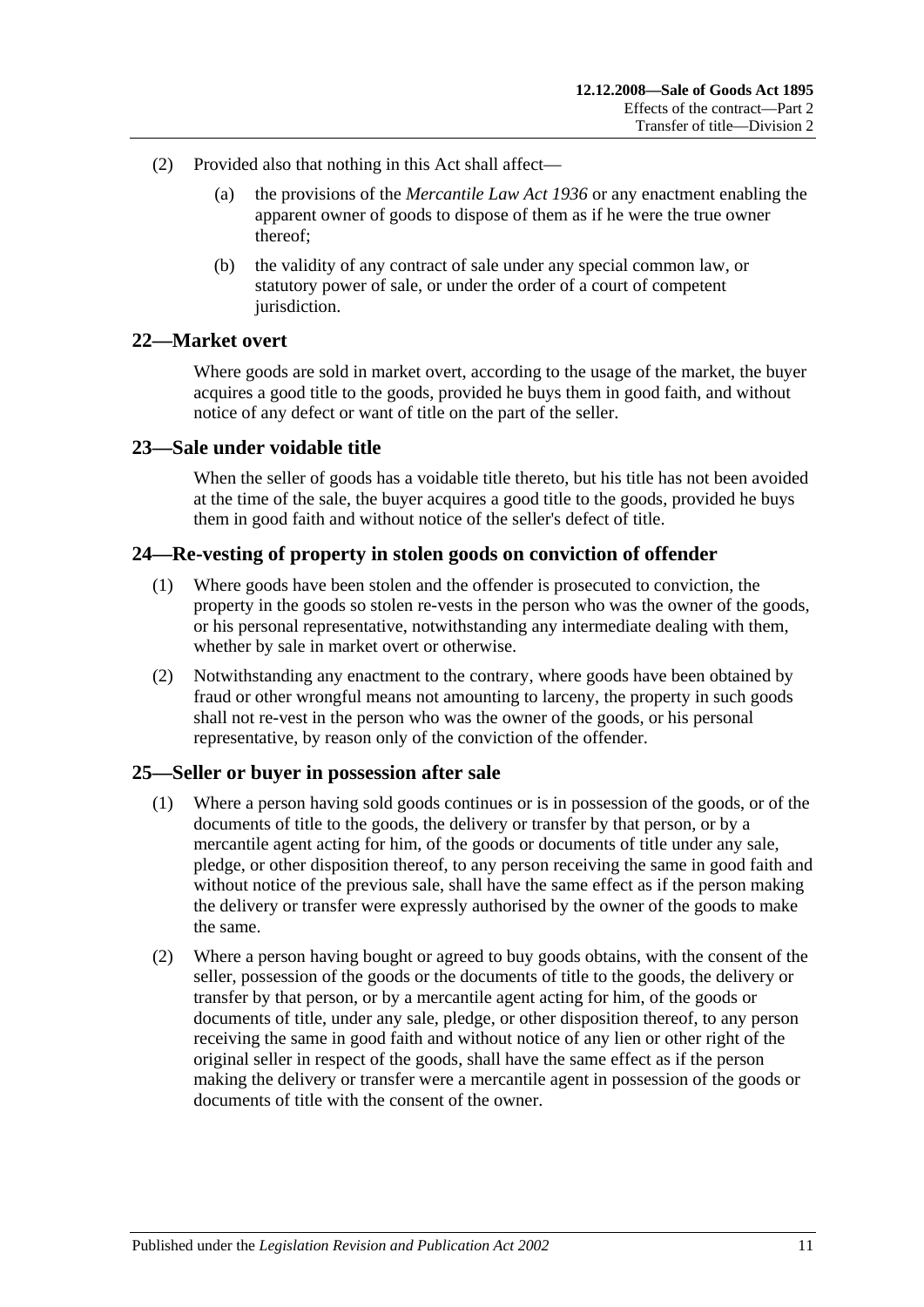(2) Provided also that nothing in this Act shall affect—

(a) the provisions of the *Mercantile Law Act 1936* or any enactment enabling the apparent owner of goods to dispose of them as if he were the true owner thereof;

(b) the validity of any contract of sale under any special common law, or statutory power of sale, or under the order of a court of competent jurisdiction.

## 22—Market overt

Where goods are sold in market overt, according to the usage of the market, the buyer acquires a good title to the goods, provided he buys them in good faith, and without notice of any defect or want of title on the part of the seller.

## 23—Sale under voidable title

When the seller of goods has a voidable title thereto, but his title has not been avoided at the time of the sale, the buyer acquires a good title to the goods, provided he buys them in good faith and without notice of the seller's defect of title.

## 24—Re-vesting of property in stolen goods on conviction of offender

(1) Where goods have been stolen and the offender is prosecuted to conviction, the property in the goods so stolen re-vests in the person who was the owner of the goods, or his personal representative, notwithstanding any intermediate dealing with them, whether by sale in market overt or otherwise.

(2) Notwithstanding any enactment to the contrary, where goods have been obtained by fraud or other wrongful means not amounting to larceny, the property in such goods shall not re-vest in the person who was the owner of the goods, or his personal representative, by reason only of the conviction of the offender.

## 25—Seller or buyer in possession after sale

(1) Where a person having sold goods continues or is in possession of the goods, or of the documents of title to the goods, the delivery or transfer by that person, or by a mercantile agent acting for him, of the goods or documents of title under any sale, pledge, or other disposition thereof, to any person receiving the same in good faith and without notice of the previous sale, shall have the same effect as if the person making the delivery or transfer were expressly authorised by the owner of the goods to make the same.

(2) Where a person having bought or agreed to buy goods obtains, with the consent of the seller, possession of the goods or the documents of title to the goods, the delivery or transfer by that person, or by a mercantile agent acting for him, of the goods or documents of title, under any sale, pledge, or other disposition thereof, to any person receiving the same in good faith and without notice of any lien or other right of the original seller in respect of the goods, shall have the same effect as if the person making the delivery or transfer were a mercantile agent in possession of the goods or documents of title with the consent of the owner.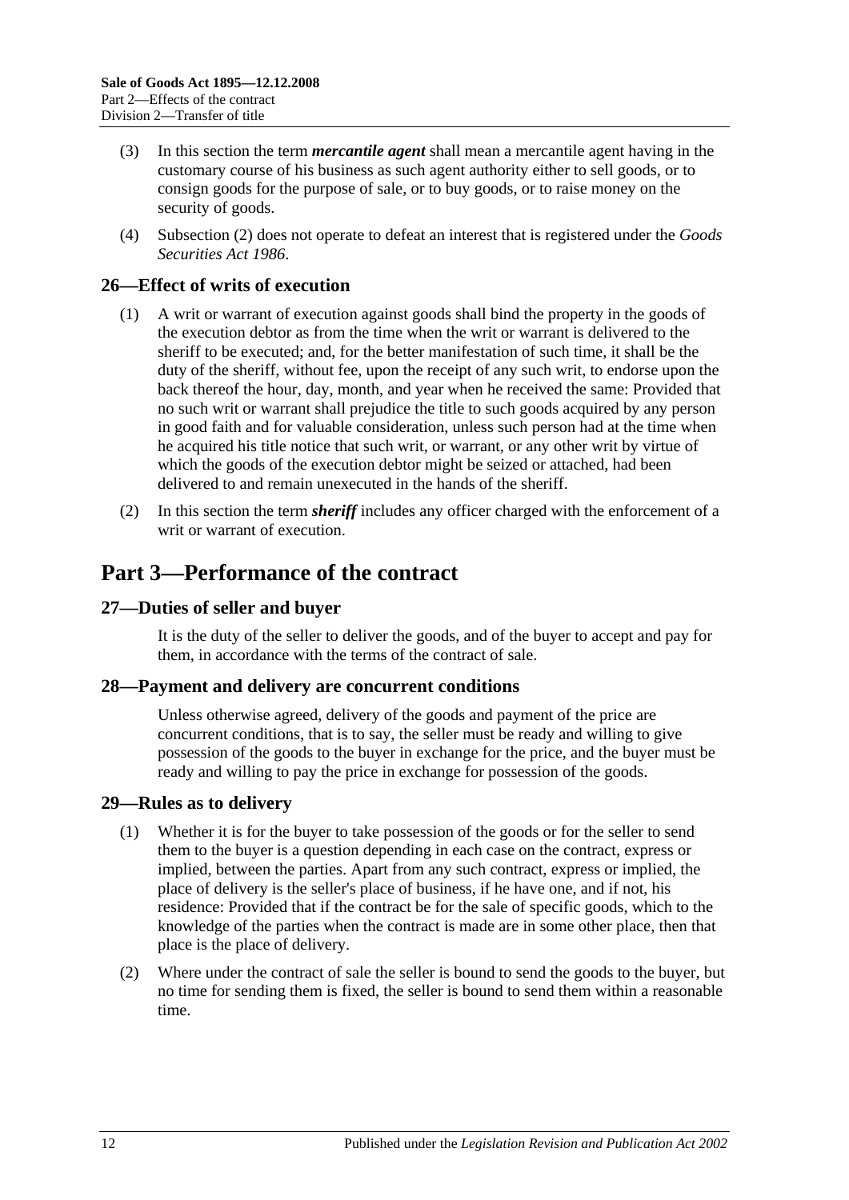(3) In this section the term ***mercantile agent*** shall mean a mercantile agent having in the customary course of his business as such agent authority either to sell goods, or to consign goods for the purpose of sale, or to buy goods, or to raise money on the security of goods.

(4) Subsection (2) does not operate to defeat an interest that is registered under the *Goods Securities Act 1986*.

### 26—Effect of writs of execution

(1) A writ or warrant of execution against goods shall bind the property in the goods of the execution debtor as from the time when the writ or warrant is delivered to the sheriff to be executed; and, for the better manifestation of such time, it shall be the duty of the sheriff, without fee, upon the receipt of any such writ, to endorse upon the back thereof the hour, day, month, and year when he received the same: Provided that no such writ or warrant shall prejudice the title to such goods acquired by any person in good faith and for valuable consideration, unless such person had at the time when he acquired his title notice that such writ, or warrant, or any other writ by virtue of which the goods of the execution debtor might be seized or attached, had been delivered to and remain unexecuted in the hands of the sheriff.

(2) In this section the term ***sheriff*** includes any officer charged with the enforcement of a writ or warrant of execution.

## Part 3—Performance of the contract

### 27—Duties of seller and buyer

It is the duty of the seller to deliver the goods, and of the buyer to accept and pay for them, in accordance with the terms of the contract of sale.

### 28—Payment and delivery are concurrent conditions

Unless otherwise agreed, delivery of the goods and payment of the price are concurrent conditions, that is to say, the seller must be ready and willing to give possession of the goods to the buyer in exchange for the price, and the buyer must be ready and willing to pay the price in exchange for possession of the goods.

### 29—Rules as to delivery

(1) Whether it is for the buyer to take possession of the goods or for the seller to send them to the buyer is a question depending in each case on the contract, express or implied, between the parties. Apart from any such contract, express or implied, the place of delivery is the seller's place of business, if he have one, and if not, his residence: Provided that if the contract be for the sale of specific goods, which to the knowledge of the parties when the contract is made are in some other place, then that place is the place of delivery.

(2) Where under the contract of sale the seller is bound to send the goods to the buyer, but no time for sending them is fixed, the seller is bound to send them within a reasonable time.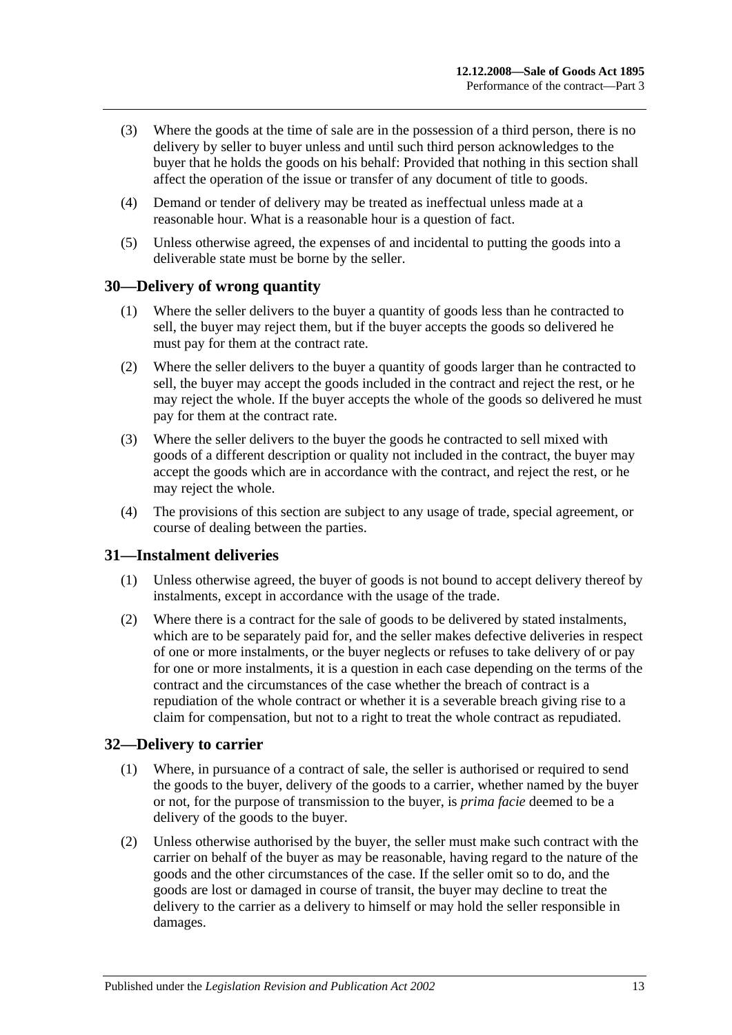(3) Where the goods at the time of sale are in the possession of a third person, there is no delivery by seller to buyer unless and until such third person acknowledges to the buyer that he holds the goods on his behalf: Provided that nothing in this section shall affect the operation of the issue or transfer of any document of title to goods.

(4) Demand or tender of delivery may be treated as ineffectual unless made at a reasonable hour. What is a reasonable hour is a question of fact.

(5) Unless otherwise agreed, the expenses of and incidental to putting the goods into a deliverable state must be borne by the seller.

## 30—Delivery of wrong quantity

(1) Where the seller delivers to the buyer a quantity of goods less than he contracted to sell, the buyer may reject them, but if the buyer accepts the goods so delivered he must pay for them at the contract rate.

(2) Where the seller delivers to the buyer a quantity of goods larger than he contracted to sell, the buyer may accept the goods included in the contract and reject the rest, or he may reject the whole. If the buyer accepts the whole of the goods so delivered he must pay for them at the contract rate.

(3) Where the seller delivers to the buyer the goods he contracted to sell mixed with goods of a different description or quality not included in the contract, the buyer may accept the goods which are in accordance with the contract, and reject the rest, or he may reject the whole.

(4) The provisions of this section are subject to any usage of trade, special agreement, or course of dealing between the parties.

## 31—Instalment deliveries

(1) Unless otherwise agreed, the buyer of goods is not bound to accept delivery thereof by instalments, except in accordance with the usage of the trade.

(2) Where there is a contract for the sale of goods to be delivered by stated instalments, which are to be separately paid for, and the seller makes defective deliveries in respect of one or more instalments, or the buyer neglects or refuses to take delivery of or pay for one or more instalments, it is a question in each case depending on the terms of the contract and the circumstances of the case whether the breach of contract is a repudiation of the whole contract or whether it is a severable breach giving rise to a claim for compensation, but not to a right to treat the whole contract as repudiated.

## 32—Delivery to carrier

(1) Where, in pursuance of a contract of sale, the seller is authorised or required to send the goods to the buyer, delivery of the goods to a carrier, whether named by the buyer or not, for the purpose of transmission to the buyer, is *prima facie* deemed to be a delivery of the goods to the buyer.

(2) Unless otherwise authorised by the buyer, the seller must make such contract with the carrier on behalf of the buyer as may be reasonable, having regard to the nature of the goods and the other circumstances of the case. If the seller omit so to do, and the goods are lost or damaged in course of transit, the buyer may decline to treat the delivery to the carrier as a delivery to himself or may hold the seller responsible in damages.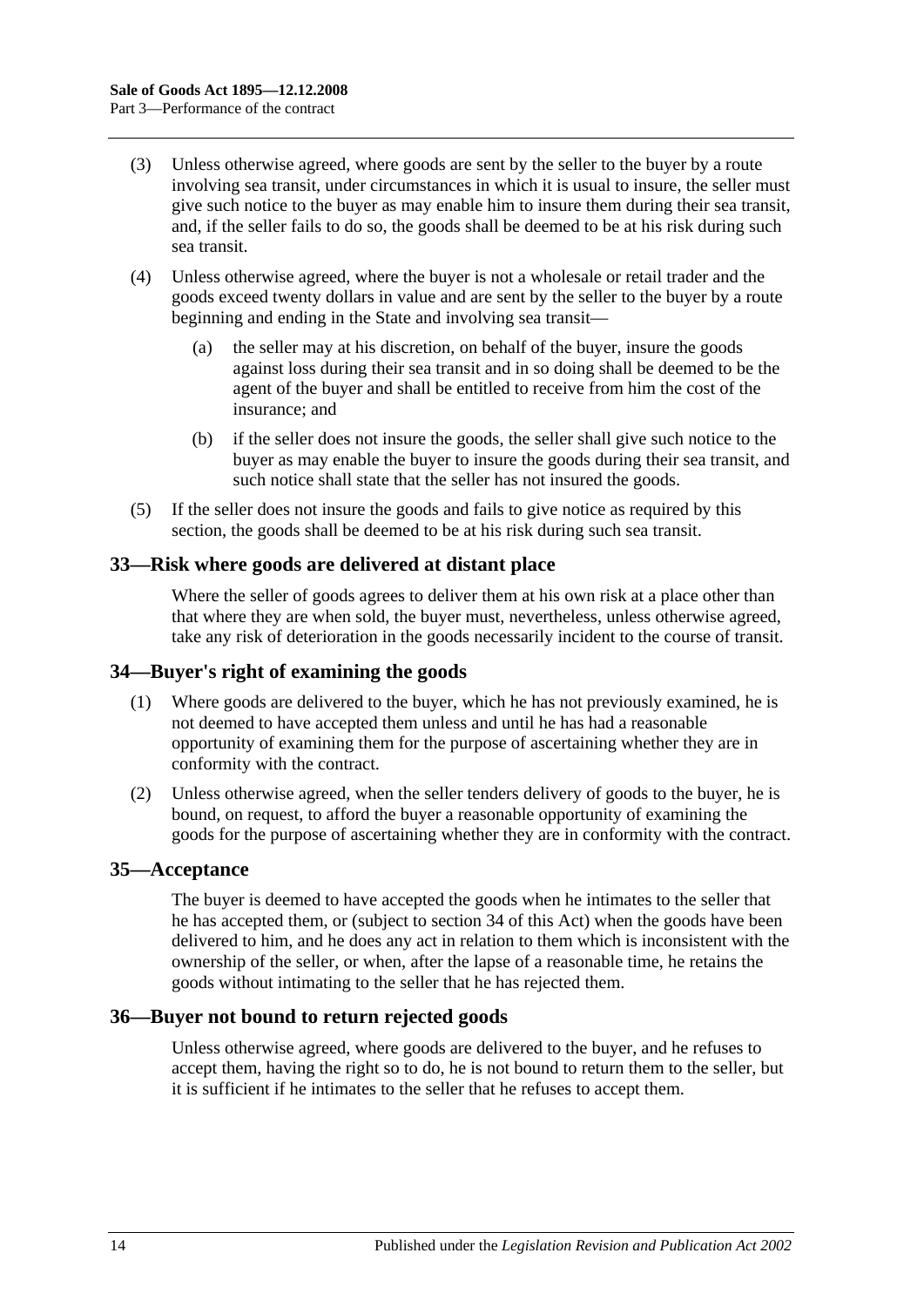(3) Unless otherwise agreed, where goods are sent by the seller to the buyer by a route involving sea transit, under circumstances in which it is usual to insure, the seller must give such notice to the buyer as may enable him to insure them during their sea transit, and, if the seller fails to do so, the goods shall be deemed to be at his risk during such sea transit.

(4) Unless otherwise agreed, where the buyer is not a wholesale or retail trader and the goods exceed twenty dollars in value and are sent by the seller to the buyer by a route beginning and ending in the State and involving sea transit—

(a) the seller may at his discretion, on behalf of the buyer, insure the goods against loss during their sea transit and in so doing shall be deemed to be the agent of the buyer and shall be entitled to receive from him the cost of the insurance; and

(b) if the seller does not insure the goods, the seller shall give such notice to the buyer as may enable the buyer to insure the goods during their sea transit, and such notice shall state that the seller has not insured the goods.

(5) If the seller does not insure the goods and fails to give notice as required by this section, the goods shall be deemed to be at his risk during such sea transit.

## 33—Risk where goods are delivered at distant place

Where the seller of goods agrees to deliver them at his own risk at a place other than that where they are when sold, the buyer must, nevertheless, unless otherwise agreed, take any risk of deterioration in the goods necessarily incident to the course of transit.

## 34—Buyer's right of examining the goods

(1) Where goods are delivered to the buyer, which he has not previously examined, he is not deemed to have accepted them unless and until he has had a reasonable opportunity of examining them for the purpose of ascertaining whether they are in conformity with the contract.

(2) Unless otherwise agreed, when the seller tenders delivery of goods to the buyer, he is bound, on request, to afford the buyer a reasonable opportunity of examining the goods for the purpose of ascertaining whether they are in conformity with the contract.

## 35—Acceptance

The buyer is deemed to have accepted the goods when he intimates to the seller that he has accepted them, or (subject to section 34 of this Act) when the goods have been delivered to him, and he does any act in relation to them which is inconsistent with the ownership of the seller, or when, after the lapse of a reasonable time, he retains the goods without intimating to the seller that he has rejected them.

## 36—Buyer not bound to return rejected goods

Unless otherwise agreed, where goods are delivered to the buyer, and he refuses to accept them, having the right so to do, he is not bound to return them to the seller, but it is sufficient if he intimates to the seller that he refuses to accept them.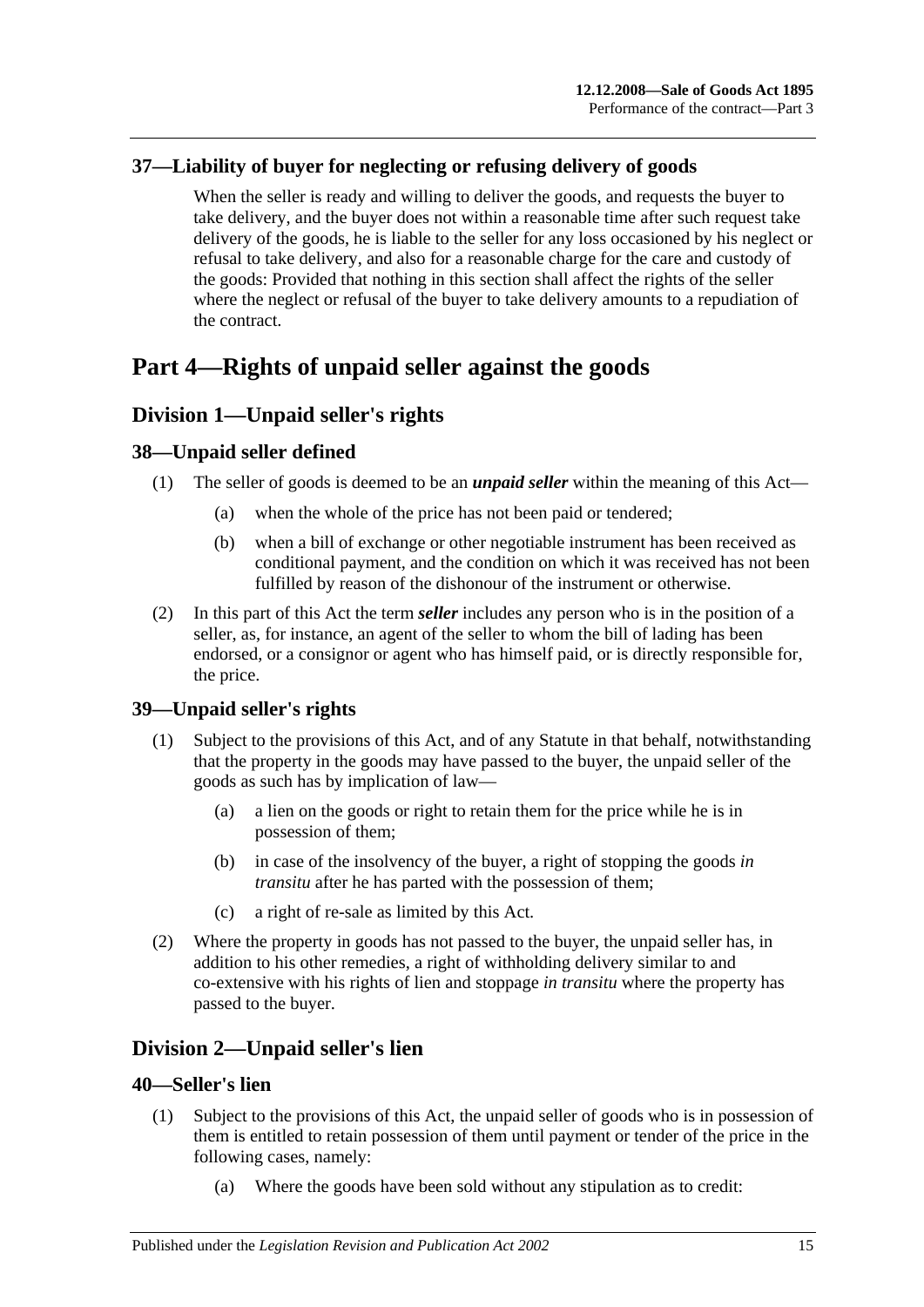### 37—Liability of buyer for neglecting or refusing delivery of goods

When the seller is ready and willing to deliver the goods, and requests the buyer to take delivery, and the buyer does not within a reasonable time after such request take delivery of the goods, he is liable to the seller for any loss occasioned by his neglect or refusal to take delivery, and also for a reasonable charge for the care and custody of the goods: Provided that nothing in this section shall affect the rights of the seller where the neglect or refusal of the buyer to take delivery amounts to a repudiation of the contract.

# Part 4—Rights of unpaid seller against the goods

## Division 1—Unpaid seller's rights

### 38—Unpaid seller defined

(1) The seller of goods is deemed to be an ***unpaid seller*** within the meaning of this Act—

(a) when the whole of the price has not been paid or tendered;

(b) when a bill of exchange or other negotiable instrument has been received as conditional payment, and the condition on which it was received has not been fulfilled by reason of the dishonour of the instrument or otherwise.

(2) In this part of this Act the term ***seller*** includes any person who is in the position of a seller, as, for instance, an agent of the seller to whom the bill of lading has been endorsed, or a consignor or agent who has himself paid, or is directly responsible for, the price.

### 39—Unpaid seller's rights

(1) Subject to the provisions of this Act, and of any Statute in that behalf, notwithstanding that the property in the goods may have passed to the buyer, the unpaid seller of the goods as such has by implication of law—

(a) a lien on the goods or right to retain them for the price while he is in possession of them;

(b) in case of the insolvency of the buyer, a right of stopping the goods *in transitu* after he has parted with the possession of them;

(c) a right of re-sale as limited by this Act.

(2) Where the property in goods has not passed to the buyer, the unpaid seller has, in addition to his other remedies, a right of withholding delivery similar to and co-extensive with his rights of lien and stoppage *in transitu* where the property has passed to the buyer.

## Division 2—Unpaid seller's lien

### 40—Seller's lien

(1) Subject to the provisions of this Act, the unpaid seller of goods who is in possession of them is entitled to retain possession of them until payment or tender of the price in the following cases, namely:

(a) Where the goods have been sold without any stipulation as to credit: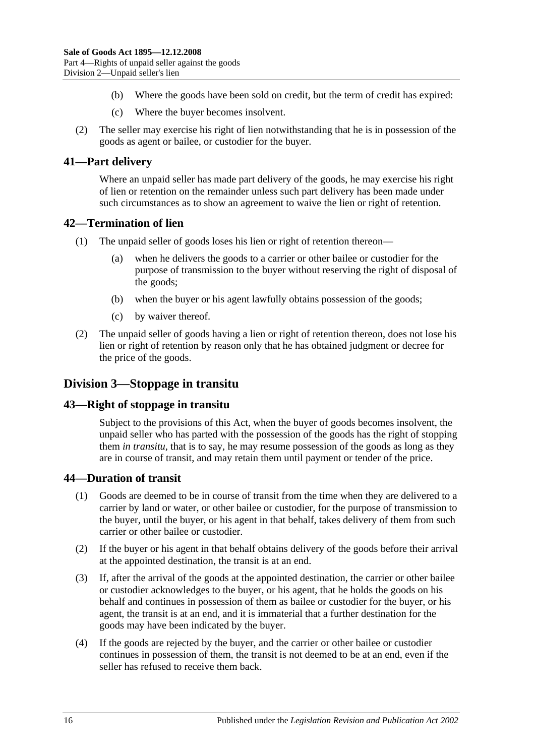(b) Where the goods have been sold on credit, but the term of credit has expired:

(c) Where the buyer becomes insolvent.

(2) The seller may exercise his right of lien notwithstanding that he is in possession of the goods as agent or bailee, or custodier for the buyer.

## 41—Part delivery

Where an unpaid seller has made part delivery of the goods, he may exercise his right of lien or retention on the remainder unless such part delivery has been made under such circumstances as to show an agreement to waive the lien or right of retention.

## 42—Termination of lien

(1) The unpaid seller of goods loses his lien or right of retention thereon—

(a) when he delivers the goods to a carrier or other bailee or custodier for the purpose of transmission to the buyer without reserving the right of disposal of the goods;

(b) when the buyer or his agent lawfully obtains possession of the goods;

(c) by waiver thereof.

(2) The unpaid seller of goods having a lien or right of retention thereon, does not lose his lien or right of retention by reason only that he has obtained judgment or decree for the price of the goods.

# Division 3—Stoppage in transitu

## 43—Right of stoppage in transitu

Subject to the provisions of this Act, when the buyer of goods becomes insolvent, the unpaid seller who has parted with the possession of the goods has the right of stopping them *in transitu*, that is to say, he may resume possession of the goods as long as they are in course of transit, and may retain them until payment or tender of the price.

## 44—Duration of transit

(1) Goods are deemed to be in course of transit from the time when they are delivered to a carrier by land or water, or other bailee or custodier, for the purpose of transmission to the buyer, until the buyer, or his agent in that behalf, takes delivery of them from such carrier or other bailee or custodier.

(2) If the buyer or his agent in that behalf obtains delivery of the goods before their arrival at the appointed destination, the transit is at an end.

(3) If, after the arrival of the goods at the appointed destination, the carrier or other bailee or custodier acknowledges to the buyer, or his agent, that he holds the goods on his behalf and continues in possession of them as bailee or custodier for the buyer, or his agent, the transit is at an end, and it is immaterial that a further destination for the goods may have been indicated by the buyer.

(4) If the goods are rejected by the buyer, and the carrier or other bailee or custodier continues in possession of them, the transit is not deemed to be at an end, even if the seller has refused to receive them back.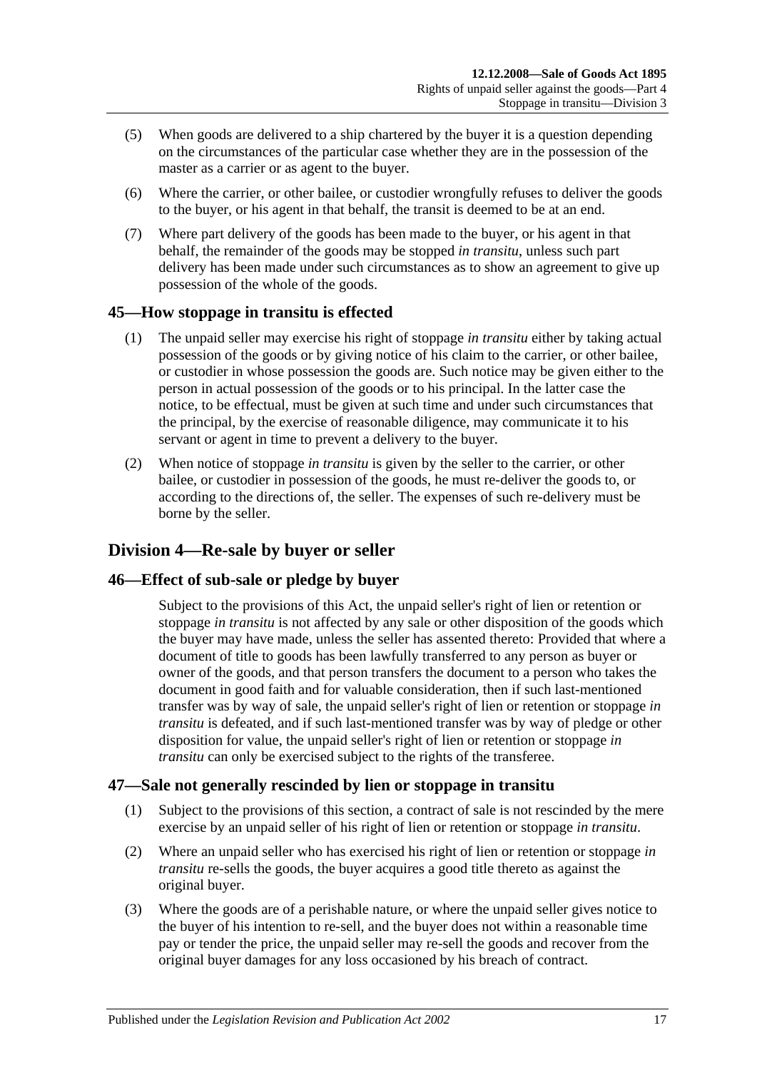(5) When goods are delivered to a ship chartered by the buyer it is a question depending on the circumstances of the particular case whether they are in the possession of the master as a carrier or as agent to the buyer.

(6) Where the carrier, or other bailee, or custodier wrongfully refuses to deliver the goods to the buyer, or his agent in that behalf, the transit is deemed to be at an end.

(7) Where part delivery of the goods has been made to the buyer, or his agent in that behalf, the remainder of the goods may be stopped *in transitu*, unless such part delivery has been made under such circumstances as to show an agreement to give up possession of the whole of the goods.

## 45—How stoppage in transitu is effected

(1) The unpaid seller may exercise his right of stoppage *in transitu* either by taking actual possession of the goods or by giving notice of his claim to the carrier, or other bailee, or custodier in whose possession the goods are. Such notice may be given either to the person in actual possession of the goods or to his principal. In the latter case the notice, to be effectual, must be given at such time and under such circumstances that the principal, by the exercise of reasonable diligence, may communicate it to his servant or agent in time to prevent a delivery to the buyer.

(2) When notice of stoppage *in transitu* is given by the seller to the carrier, or other bailee, or custodier in possession of the goods, he must re-deliver the goods to, or according to the directions of, the seller. The expenses of such re-delivery must be borne by the seller.

# Division 4—Re-sale by buyer or seller

## 46—Effect of sub-sale or pledge by buyer

Subject to the provisions of this Act, the unpaid seller's right of lien or retention or stoppage *in transitu* is not affected by any sale or other disposition of the goods which the buyer may have made, unless the seller has assented thereto: Provided that where a document of title to goods has been lawfully transferred to any person as buyer or owner of the goods, and that person transfers the document to a person who takes the document in good faith and for valuable consideration, then if such last-mentioned transfer was by way of sale, the unpaid seller's right of lien or retention or stoppage *in transitu* is defeated, and if such last-mentioned transfer was by way of pledge or other disposition for value, the unpaid seller's right of lien or retention or stoppage *in transitu* can only be exercised subject to the rights of the transferee.

## 47—Sale not generally rescinded by lien or stoppage in transitu

(1) Subject to the provisions of this section, a contract of sale is not rescinded by the mere exercise by an unpaid seller of his right of lien or retention or stoppage *in transitu*.

(2) Where an unpaid seller who has exercised his right of lien or retention or stoppage *in transitu* re-sells the goods, the buyer acquires a good title thereto as against the original buyer.

(3) Where the goods are of a perishable nature, or where the unpaid seller gives notice to the buyer of his intention to re-sell, and the buyer does not within a reasonable time pay or tender the price, the unpaid seller may re-sell the goods and recover from the original buyer damages for any loss occasioned by his breach of contract.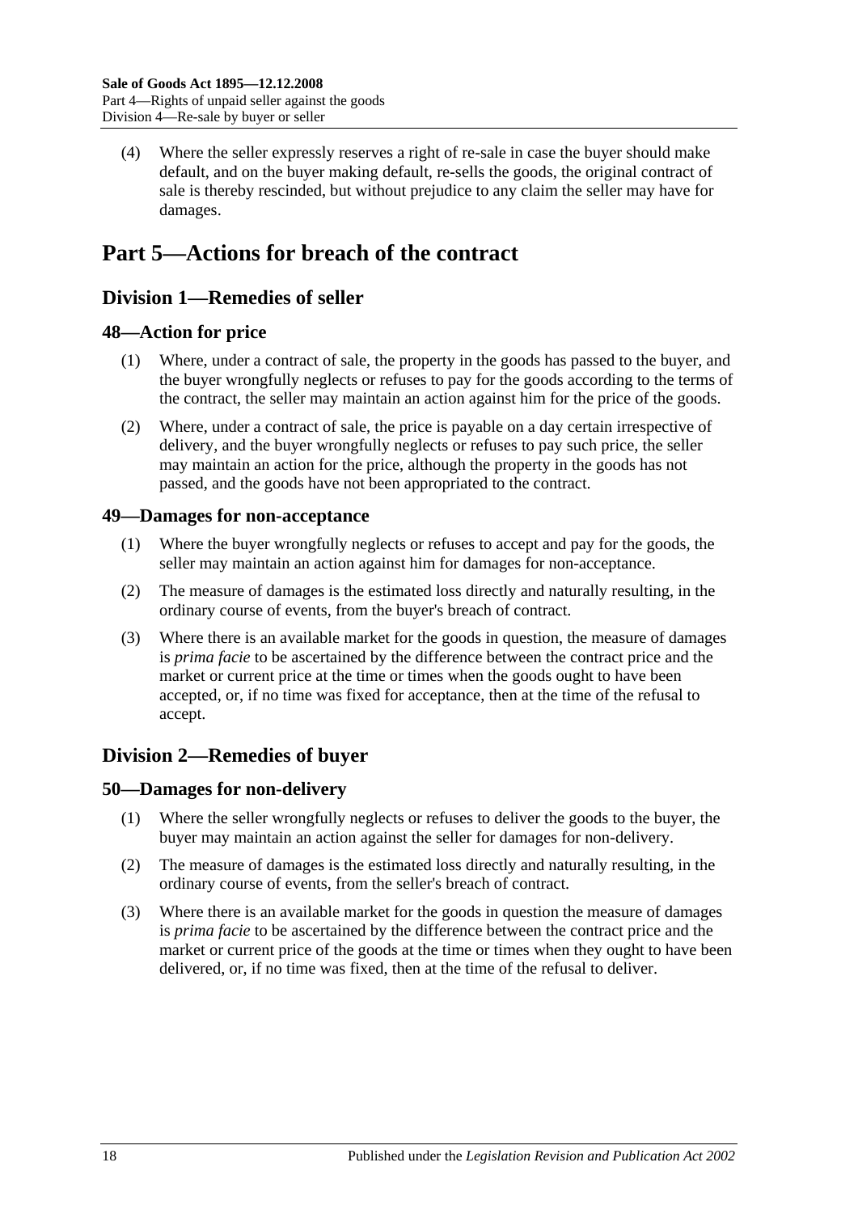(4) Where the seller expressly reserves a right of re-sale in case the buyer should make default, and on the buyer making default, re-sells the goods, the original contract of sale is thereby rescinded, but without prejudice to any claim the seller may have for damages.

# Part 5—Actions for breach of the contract

## Division 1—Remedies of seller

### 48—Action for price

(1) Where, under a contract of sale, the property in the goods has passed to the buyer, and the buyer wrongfully neglects or refuses to pay for the goods according to the terms of the contract, the seller may maintain an action against him for the price of the goods.

(2) Where, under a contract of sale, the price is payable on a day certain irrespective of delivery, and the buyer wrongfully neglects or refuses to pay such price, the seller may maintain an action for the price, although the property in the goods has not passed, and the goods have not been appropriated to the contract.

### 49—Damages for non-acceptance

(1) Where the buyer wrongfully neglects or refuses to accept and pay for the goods, the seller may maintain an action against him for damages for non-acceptance.

(2) The measure of damages is the estimated loss directly and naturally resulting, in the ordinary course of events, from the buyer's breach of contract.

(3) Where there is an available market for the goods in question, the measure of damages is *prima facie* to be ascertained by the difference between the contract price and the market or current price at the time or times when the goods ought to have been accepted, or, if no time was fixed for acceptance, then at the time of the refusal to accept.

## Division 2—Remedies of buyer

### 50—Damages for non-delivery

(1) Where the seller wrongfully neglects or refuses to deliver the goods to the buyer, the buyer may maintain an action against the seller for damages for non-delivery.

(2) The measure of damages is the estimated loss directly and naturally resulting, in the ordinary course of events, from the seller's breach of contract.

(3) Where there is an available market for the goods in question the measure of damages is *prima facie* to be ascertained by the difference between the contract price and the market or current price of the goods at the time or times when they ought to have been delivered, or, if no time was fixed, then at the time of the refusal to deliver.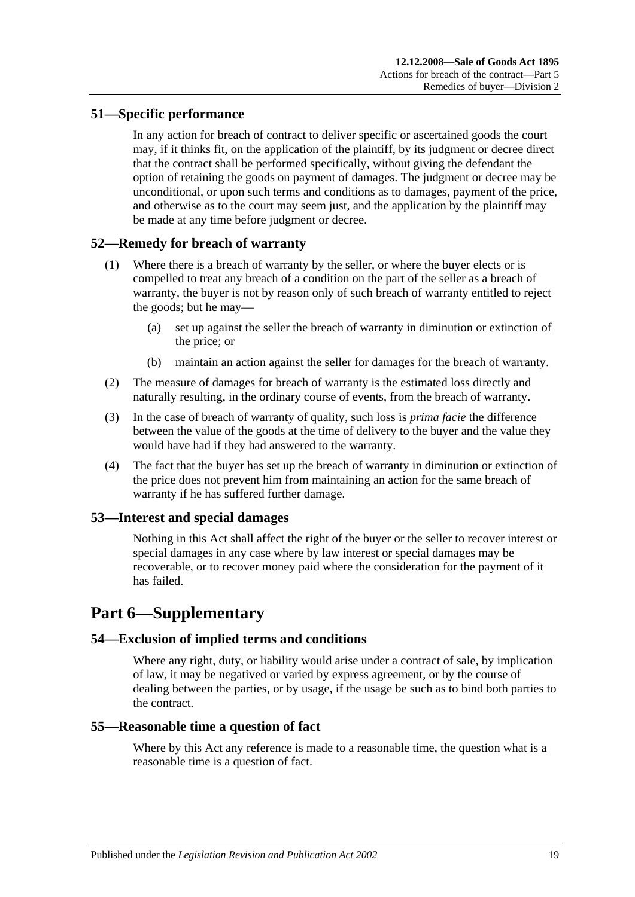## 51—Specific performance

In any action for breach of contract to deliver specific or ascertained goods the court may, if it thinks fit, on the application of the plaintiff, by its judgment or decree direct that the contract shall be performed specifically, without giving the defendant the option of retaining the goods on payment of damages. The judgment or decree may be unconditional, or upon such terms and conditions as to damages, payment of the price, and otherwise as to the court may seem just, and the application by the plaintiff may be made at any time before judgment or decree.

## 52—Remedy for breach of warranty

(1) Where there is a breach of warranty by the seller, or where the buyer elects or is compelled to treat any breach of a condition on the part of the seller as a breach of warranty, the buyer is not by reason only of such breach of warranty entitled to reject the goods; but he may—

  (a) set up against the seller the breach of warranty in diminution or extinction of the price; or

  (b) maintain an action against the seller for damages for the breach of warranty.

(2) The measure of damages for breach of warranty is the estimated loss directly and naturally resulting, in the ordinary course of events, from the breach of warranty.

(3) In the case of breach of warranty of quality, such loss is *prima facie* the difference between the value of the goods at the time of delivery to the buyer and the value they would have had if they had answered to the warranty.

(4) The fact that the buyer has set up the breach of warranty in diminution or extinction of the price does not prevent him from maintaining an action for the same breach of warranty if he has suffered further damage.

## 53—Interest and special damages

Nothing in this Act shall affect the right of the buyer or the seller to recover interest or special damages in any case where by law interest or special damages may be recoverable, or to recover money paid where the consideration for the payment of it has failed.

# Part 6—Supplementary

## 54—Exclusion of implied terms and conditions

Where any right, duty, or liability would arise under a contract of sale, by implication of law, it may be negatived or varied by express agreement, or by the course of dealing between the parties, or by usage, if the usage be such as to bind both parties to the contract.

## 55—Reasonable time a question of fact

Where by this Act any reference is made to a reasonable time, the question what is a reasonable time is a question of fact.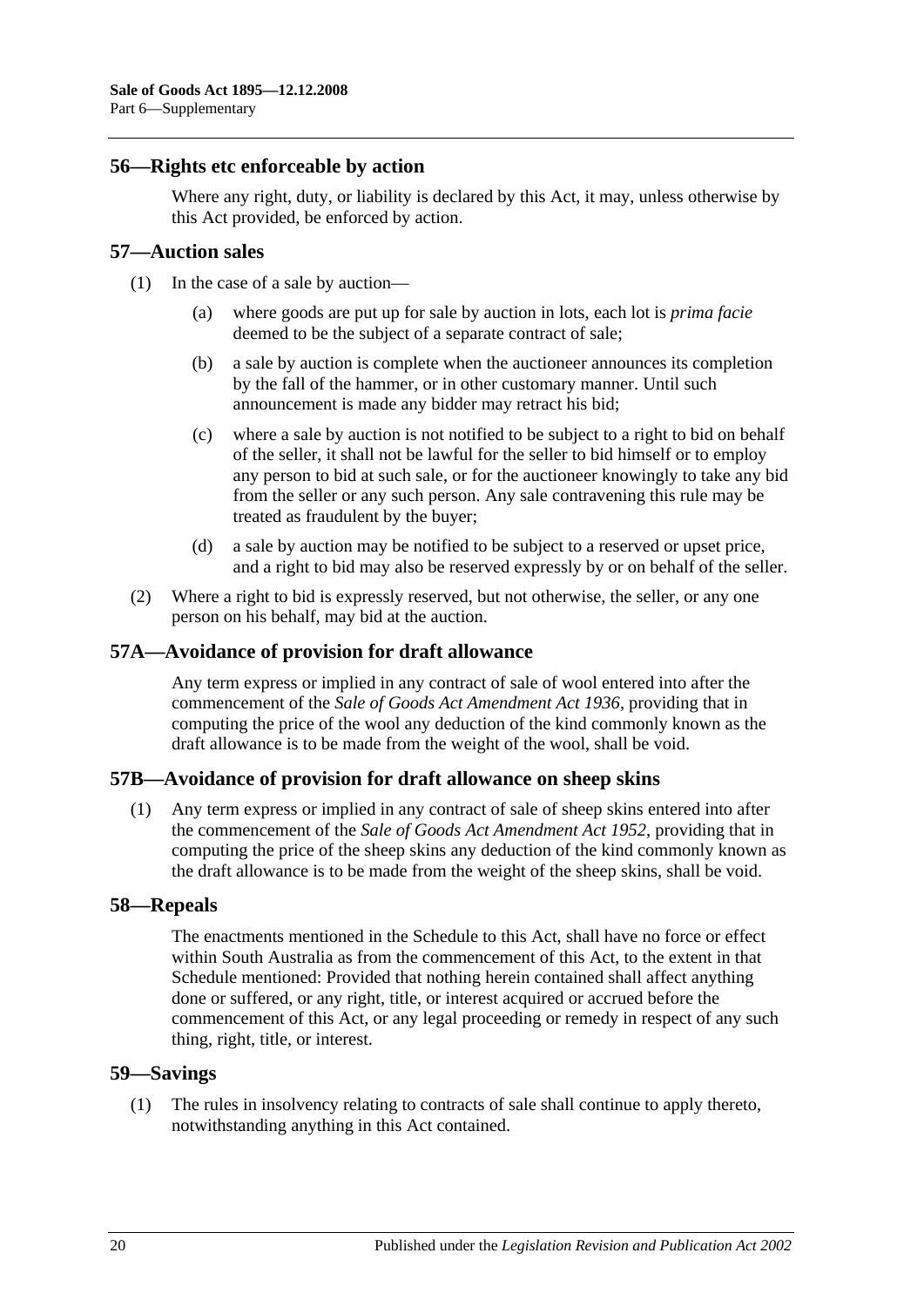## 56—Rights etc enforceable by action

Where any right, duty, or liability is declared by this Act, it may, unless otherwise by this Act provided, be enforced by action.

## 57—Auction sales

(1) In the case of a sale by auction—

(a) where goods are put up for sale by auction in lots, each lot is *prima facie* deemed to be the subject of a separate contract of sale;

(b) a sale by auction is complete when the auctioneer announces its completion by the fall of the hammer, or in other customary manner. Until such announcement is made any bidder may retract his bid;

(c) where a sale by auction is not notified to be subject to a right to bid on behalf of the seller, it shall not be lawful for the seller to bid himself or to employ any person to bid at such sale, or for the auctioneer knowingly to take any bid from the seller or any such person. Any sale contravening this rule may be treated as fraudulent by the buyer;

(d) a sale by auction may be notified to be subject to a reserved or upset price, and a right to bid may also be reserved expressly by or on behalf of the seller.

(2) Where a right to bid is expressly reserved, but not otherwise, the seller, or any one person on his behalf, may bid at the auction.

## 57A—Avoidance of provision for draft allowance

Any term express or implied in any contract of sale of wool entered into after the commencement of the *Sale of Goods Act Amendment Act 1936*, providing that in computing the price of the wool any deduction of the kind commonly known as the draft allowance is to be made from the weight of the wool, shall be void.

## 57B—Avoidance of provision for draft allowance on sheep skins

(1) Any term express or implied in any contract of sale of sheep skins entered into after the commencement of the *Sale of Goods Act Amendment Act 1952*, providing that in computing the price of the sheep skins any deduction of the kind commonly known as the draft allowance is to be made from the weight of the sheep skins, shall be void.

## 58—Repeals

The enactments mentioned in the Schedule to this Act, shall have no force or effect within South Australia as from the commencement of this Act, to the extent in that Schedule mentioned: Provided that nothing herein contained shall affect anything done or suffered, or any right, title, or interest acquired or accrued before the commencement of this Act, or any legal proceeding or remedy in respect of any such thing, right, title, or interest.

## 59—Savings

(1) The rules in insolvency relating to contracts of sale shall continue to apply thereto, notwithstanding anything in this Act contained.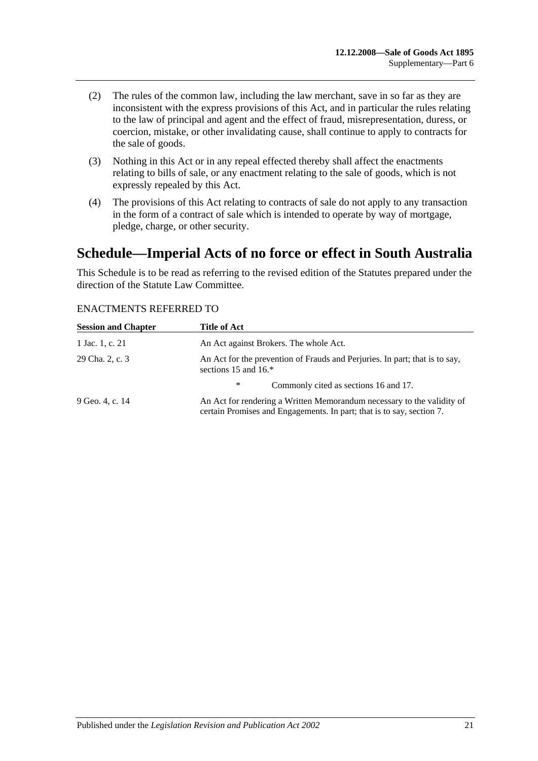(2) The rules of the common law, including the law merchant, save in so far as they are inconsistent with the express provisions of this Act, and in particular the rules relating to the law of principal and agent and the effect of fraud, misrepresentation, duress, or coercion, mistake, or other invalidating cause, shall continue to apply to contracts for the sale of goods.

(3) Nothing in this Act or in any repeal effected thereby shall affect the enactments relating to bills of sale, or any enactment relating to the sale of goods, which is not expressly repealed by this Act.

(4) The provisions of this Act relating to contracts of sale do not apply to any transaction in the form of a contract of sale which is intended to operate by way of mortgage, pledge, charge, or other security.

# Schedule—Imperial Acts of no force or effect in South Australia

This Schedule is to be read as referring to the revised edition of the Statutes prepared under the direction of the Statute Law Committee.

ENACTMENTS REFERRED TO

| Session and Chapter | Title of Act |
|---|---|
| 1 Jac. 1, c. 21 | An Act against Brokers. The whole Act. |
| 29 Cha. 2, c. 3 | An Act for the prevention of Frauds and Perjuries. In part; that is to say, sections 15 and 16.* |
| | * Commonly cited as sections 16 and 17. |
| 9 Geo. 4, c. 14 | An Act for rendering a Written Memorandum necessary to the validity of certain Promises and Engagements. In part; that is to say, section 7. |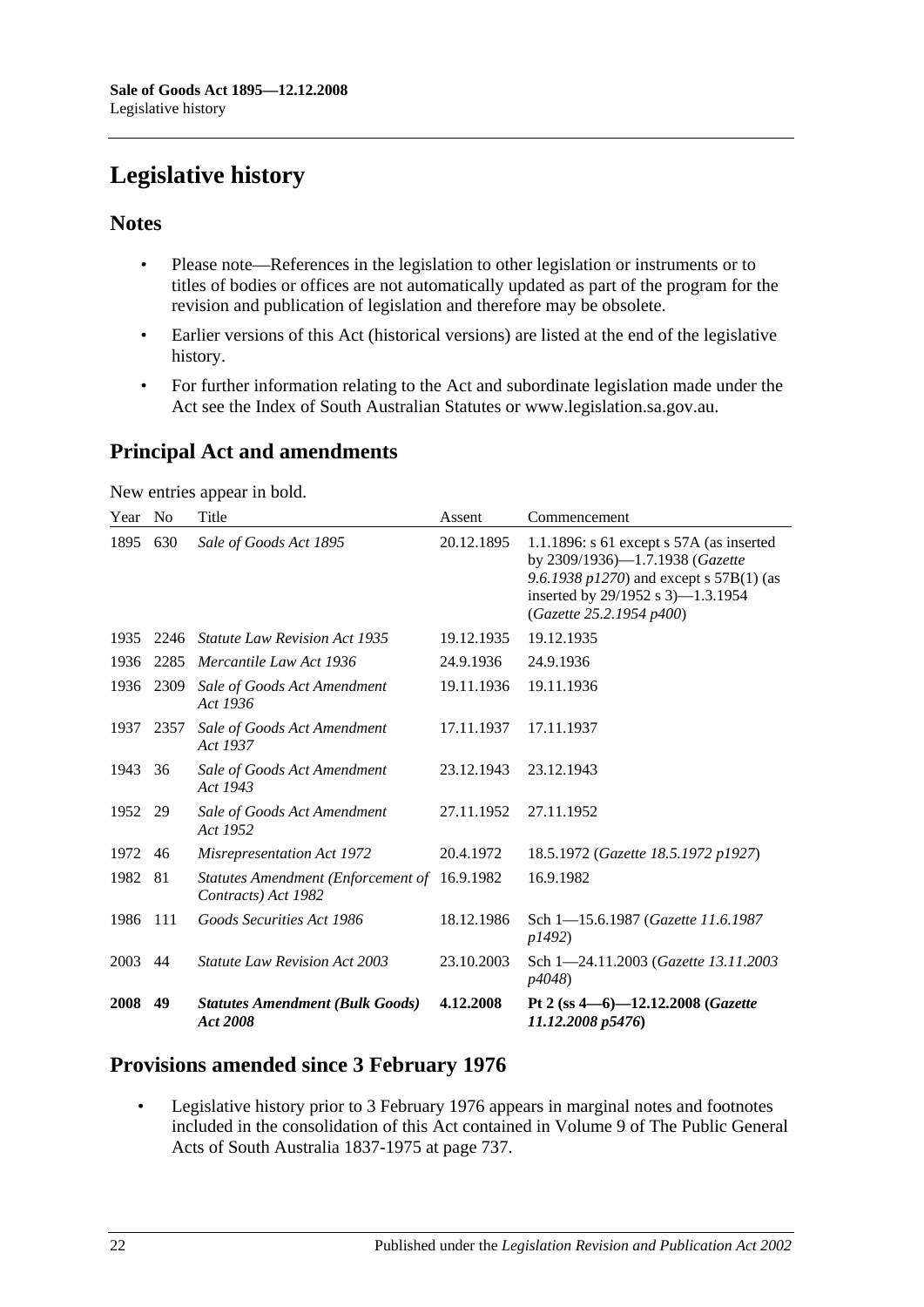# Legislative history

## Notes

- Please note—References in the legislation to other legislation or instruments or to titles of bodies or offices are not automatically updated as part of the program for the revision and publication of legislation and therefore may be obsolete.
- Earlier versions of this Act (historical versions) are listed at the end of the legislative history.
- For further information relating to the Act and subordinate legislation made under the Act see the Index of South Australian Statutes or www.legislation.sa.gov.au.

## Principal Act and amendments

New entries appear in bold.

| Year | No | Title | Assent | Commencement |
|---|---|---|---|---|
| 1895 | 630 | *Sale of Goods Act 1895* | 20.12.1895 | 1.1.1896: s 61 except s 57A (as inserted by 2309/1936)—1.7.1938 (*Gazette 9.6.1938 p1270*) and except s 57B(1) (as inserted by 29/1952 s 3)—1.3.1954 (*Gazette 25.2.1954 p400*) |
| 1935 | 2246 | *Statute Law Revision Act 1935* | 19.12.1935 | 19.12.1935 |
| 1936 | 2285 | *Mercantile Law Act 1936* | 24.9.1936 | 24.9.1936 |
| 1936 | 2309 | *Sale of Goods Act Amendment Act 1936* | 19.11.1936 | 19.11.1936 |
| 1937 | 2357 | *Sale of Goods Act Amendment Act 1937* | 17.11.1937 | 17.11.1937 |
| 1943 | 36 | *Sale of Goods Act Amendment Act 1943* | 23.12.1943 | 23.12.1943 |
| 1952 | 29 | *Sale of Goods Act Amendment Act 1952* | 27.11.1952 | 27.11.1952 |
| 1972 | 46 | *Misrepresentation Act 1972* | 20.4.1972 | 18.5.1972 (*Gazette 18.5.1972 p1927*) |
| 1982 | 81 | *Statutes Amendment (Enforcement of Contracts) Act 1982* | 16.9.1982 | 16.9.1982 |
| 1986 | 111 | *Goods Securities Act 1986* | 18.12.1986 | Sch 1—15.6.1987 (*Gazette 11.6.1987 p1492*) |
| 2003 | 44 | *Statute Law Revision Act 2003* | 23.10.2003 | Sch 1—24.11.2003 (*Gazette 13.11.2003 p4048*) |
| **2008** | **49** | ***Statutes Amendment (Bulk Goods) Act 2008*** | **4.12.2008** | **Pt 2 (ss 4—6)—12.12.2008 (*Gazette 11.12.2008 p5476*)** |

## Provisions amended since 3 February 1976

- Legislative history prior to 3 February 1976 appears in marginal notes and footnotes included in the consolidation of this Act contained in Volume 9 of The Public General Acts of South Australia 1837-1975 at page 737.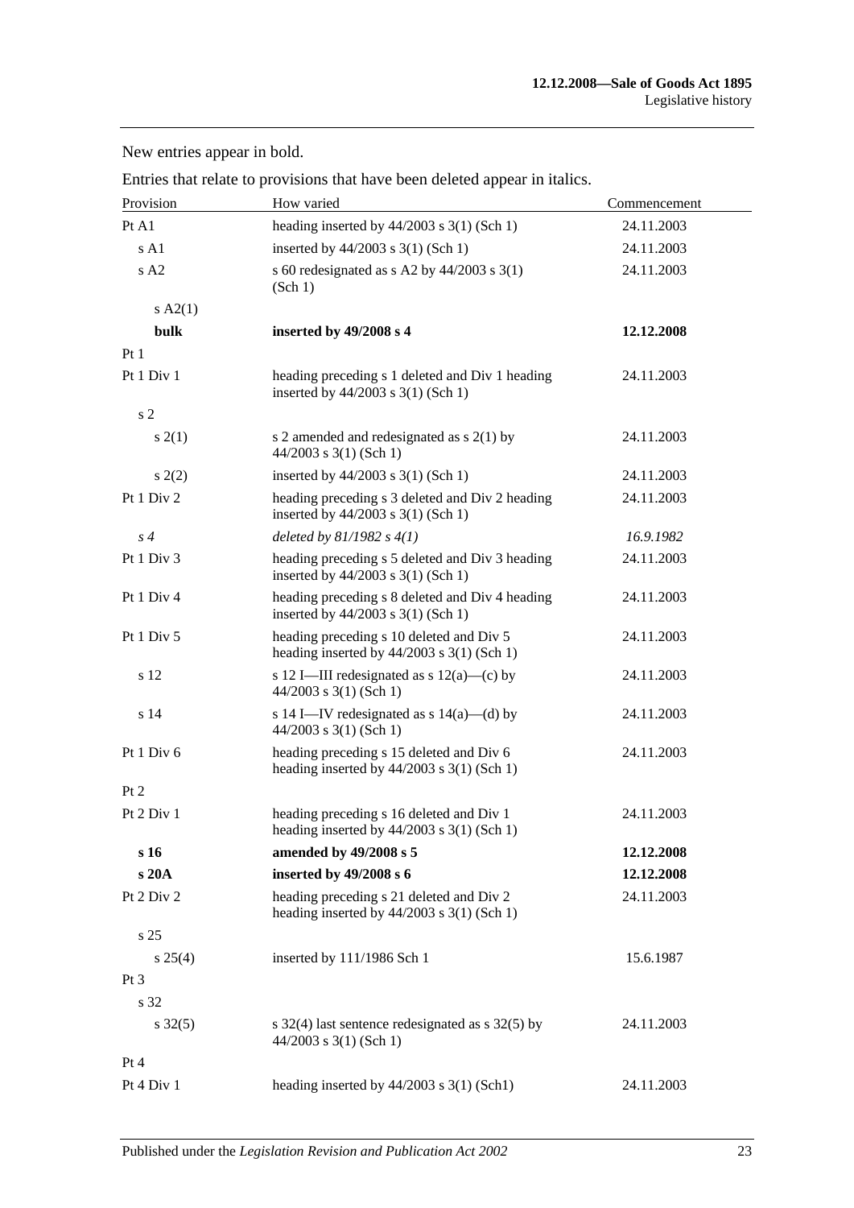New entries appear in bold.

Entries that relate to provisions that have been deleted appear in italics.

| Provision | How varied | Commencement |
|---|---|---|
| Pt A1 | heading inserted by 44/2003 s 3(1) (Sch 1) | 24.11.2003 |
| s A1 | inserted by 44/2003 s 3(1) (Sch 1) | 24.11.2003 |
| s A2 | s 60 redesignated as s A2 by 44/2003 s 3(1) (Sch 1) | 24.11.2003 |
| s A2(1) | | |
| **bulk** | **inserted by 49/2008 s 4** | **12.12.2008** |
| Pt 1 | | |
| Pt 1 Div 1 | heading preceding s 1 deleted and Div 1 heading inserted by 44/2003 s 3(1) (Sch 1) | 24.11.2003 |
| s 2 | | |
| s 2(1) | s 2 amended and redesignated as s 2(1) by 44/2003 s 3(1) (Sch 1) | 24.11.2003 |
| s 2(2) | inserted by 44/2003 s 3(1) (Sch 1) | 24.11.2003 |
| Pt 1 Div 2 | heading preceding s 3 deleted and Div 2 heading inserted by 44/2003 s 3(1) (Sch 1) | 24.11.2003 |
| *s 4* | *deleted by 81/1982 s 4(1)* | *16.9.1982* |
| Pt 1 Div 3 | heading preceding s 5 deleted and Div 3 heading inserted by 44/2003 s 3(1) (Sch 1) | 24.11.2003 |
| Pt 1 Div 4 | heading preceding s 8 deleted and Div 4 heading inserted by 44/2003 s 3(1) (Sch 1) | 24.11.2003 |
| Pt 1 Div 5 | heading preceding s 10 deleted and Div 5 heading inserted by 44/2003 s 3(1) (Sch 1) | 24.11.2003 |
| s 12 | s 12 I—III redesignated as s 12(a)—(c) by 44/2003 s 3(1) (Sch 1) | 24.11.2003 |
| s 14 | s 14 I—IV redesignated as s 14(a)—(d) by 44/2003 s 3(1) (Sch 1) | 24.11.2003 |
| Pt 1 Div 6 | heading preceding s 15 deleted and Div 6 heading inserted by 44/2003 s 3(1) (Sch 1) | 24.11.2003 |
| Pt 2 | | |
| Pt 2 Div 1 | heading preceding s 16 deleted and Div 1 heading inserted by 44/2003 s 3(1) (Sch 1) | 24.11.2003 |
| **s 16** | **amended by 49/2008 s 5** | **12.12.2008** |
| **s 20A** | **inserted by 49/2008 s 6** | **12.12.2008** |
| Pt 2 Div 2 | heading preceding s 21 deleted and Div 2 heading inserted by 44/2003 s 3(1) (Sch 1) | 24.11.2003 |
| s 25 | | |
| s 25(4) | inserted by 111/1986 Sch 1 | 15.6.1987 |
| Pt 3 | | |
| s 32 | | |
| s 32(5) | s 32(4) last sentence redesignated as s 32(5) by 44/2003 s 3(1) (Sch 1) | 24.11.2003 |
| Pt 4 | | |
| Pt 4 Div 1 | heading inserted by 44/2003 s 3(1) (Sch1) | 24.11.2003 |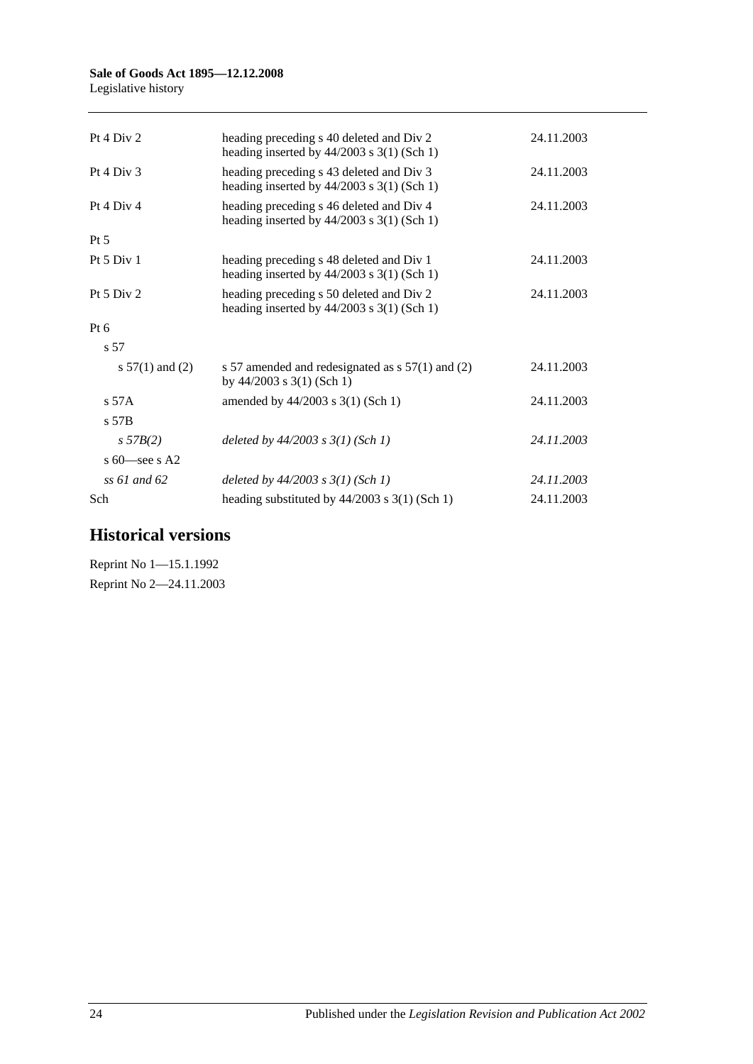| | | |
|---|---|---|
| Pt 4 Div 2 | heading preceding s 40 deleted and Div 2 heading inserted by 44/2003 s 3(1) (Sch 1) | 24.11.2003 |
| Pt 4 Div 3 | heading preceding s 43 deleted and Div 3 heading inserted by 44/2003 s 3(1) (Sch 1) | 24.11.2003 |
| Pt 4 Div 4 | heading preceding s 46 deleted and Div 4 heading inserted by 44/2003 s 3(1) (Sch 1) | 24.11.2003 |
| Pt 5 | | |
| Pt 5 Div 1 | heading preceding s 48 deleted and Div 1 heading inserted by 44/2003 s 3(1) (Sch 1) | 24.11.2003 |
| Pt 5 Div 2 | heading preceding s 50 deleted and Div 2 heading inserted by 44/2003 s 3(1) (Sch 1) | 24.11.2003 |
| Pt 6 | | |
| s 57 | | |
| s 57(1) and (2) | s 57 amended and redesignated as s 57(1) and (2) by 44/2003 s 3(1) (Sch 1) | 24.11.2003 |
| s 57A | amended by 44/2003 s 3(1) (Sch 1) | 24.11.2003 |
| s 57B | | |
| *s 57B(2)* | *deleted by 44/2003 s 3(1) (Sch 1)* | *24.11.2003* |
| s 60—see s A2 | | |
| *ss 61 and 62* | *deleted by 44/2003 s 3(1) (Sch 1)* | *24.11.2003* |
| Sch | heading substituted by 44/2003 s 3(1) (Sch 1) | 24.11.2003 |

## Historical versions

Reprint No 1—15.1.1992

Reprint No 2—24.11.2003